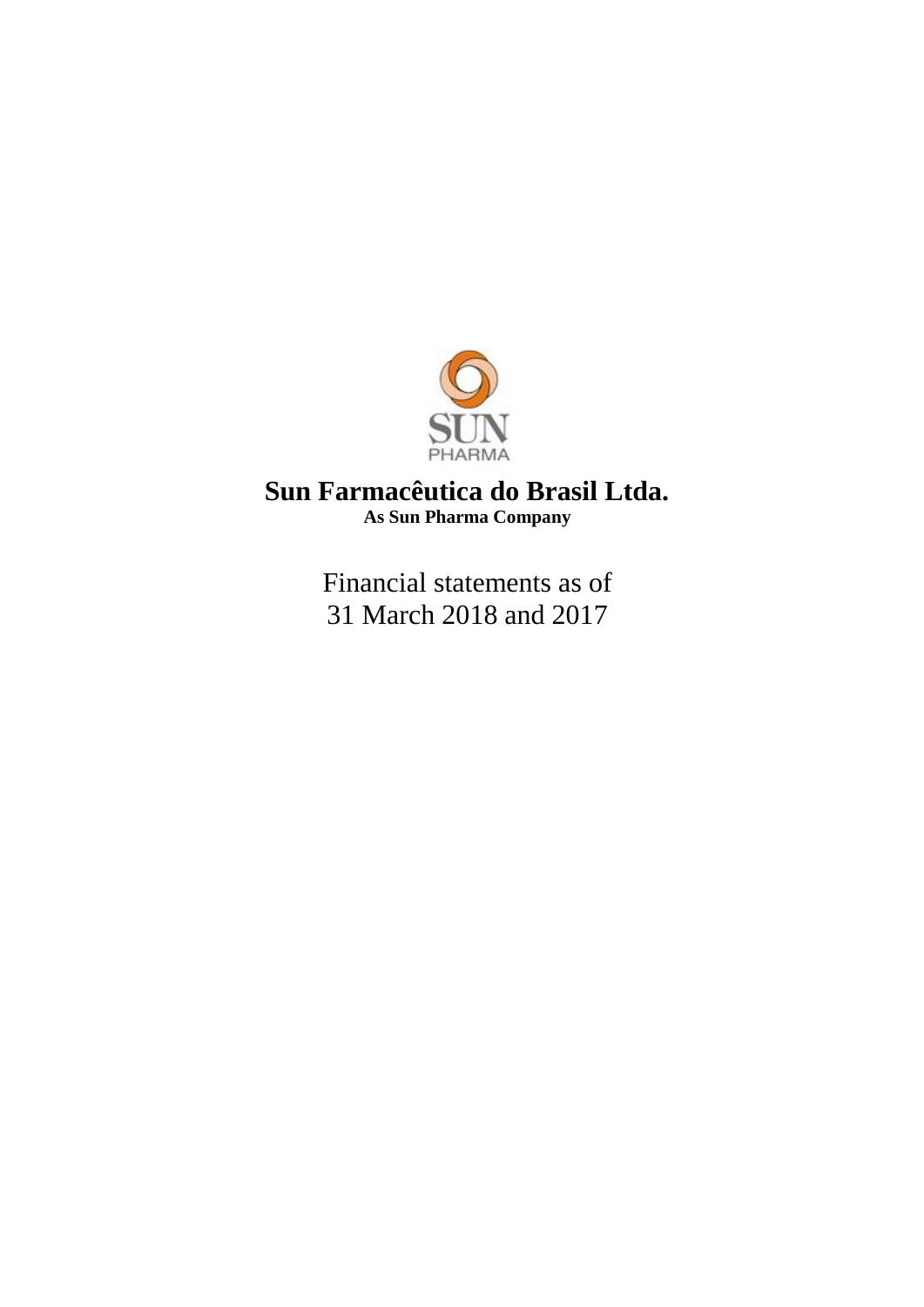SUN
PHARMA

# Sun Farmacêutica do Brasil Ltda.

**As Sun Pharma Company**

Financial statements as of
31 March 2018 and 2017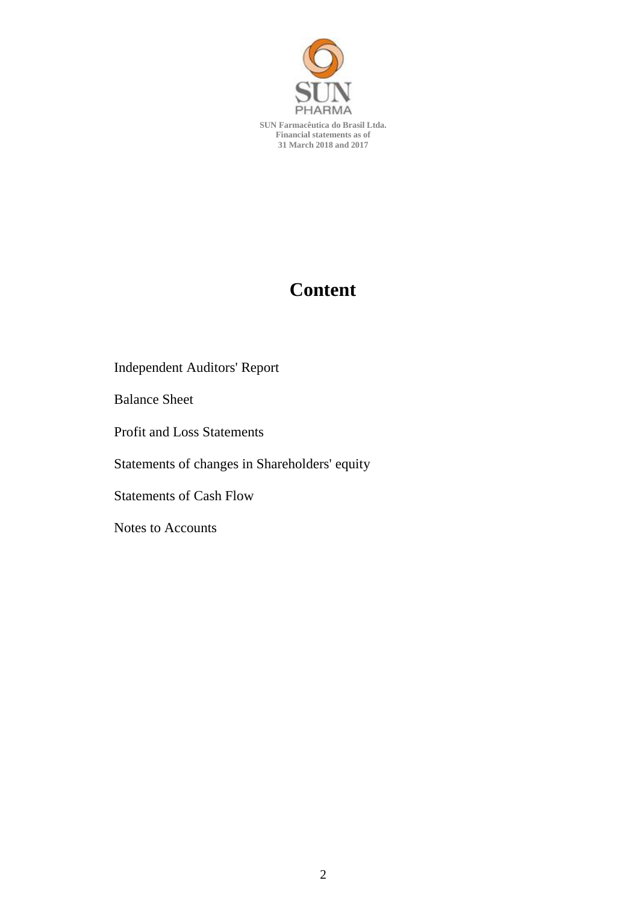SUN PHARMA

**SUN Farmacêutica do Brasil Ltda.**
**Financial statements as of**
**31 March 2018 and 2017**

# Content

Independent Auditors' Report

Balance Sheet

Profit and Loss Statements

Statements of changes in Shareholders' equity

Statements of Cash Flow

Notes to Accounts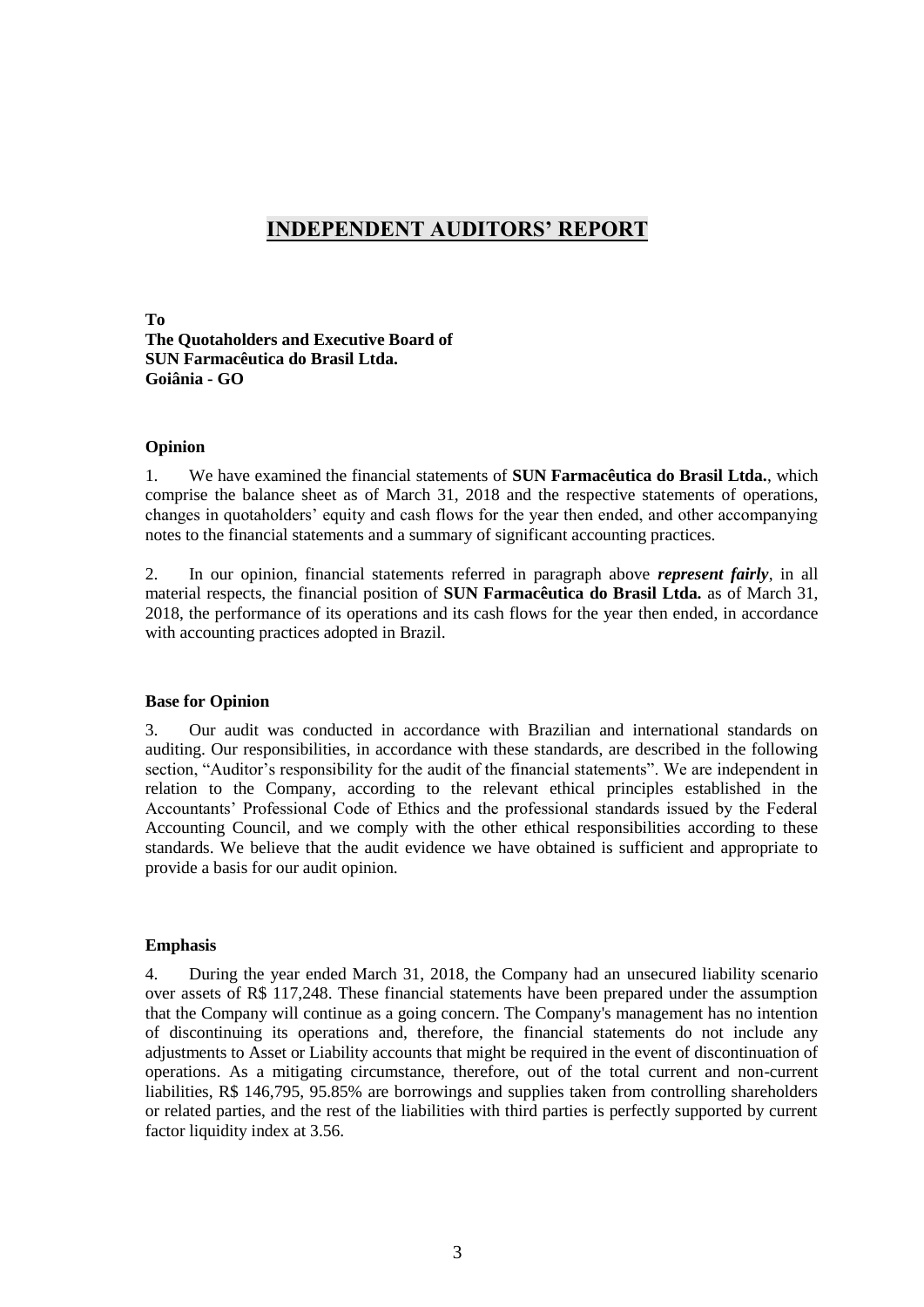# INDEPENDENT AUDITORS' REPORT

**To**
**The Quotaholders and Executive Board of**
**SUN Farmacêutica do Brasil Ltda.**
**Goiânia - GO**

### Opinion

1. We have examined the financial statements of **SUN Farmacêutica do Brasil Ltda.**, which comprise the balance sheet as of March 31, 2018 and the respective statements of operations, changes in quotaholders' equity and cash flows for the year then ended, and other accompanying notes to the financial statements and a summary of significant accounting practices.

2. In our opinion, financial statements referred in paragraph above ***represent fairly***, in all material respects, the financial position of **SUN Farmacêutica do Brasil Ltda.** as of March 31, 2018, the performance of its operations and its cash flows for the year then ended, in accordance with accounting practices adopted in Brazil.

### Base for Opinion

3. Our audit was conducted in accordance with Brazilian and international standards on auditing. Our responsibilities, in accordance with these standards, are described in the following section, "Auditor's responsibility for the audit of the financial statements". We are independent in relation to the Company, according to the relevant ethical principles established in the Accountants' Professional Code of Ethics and the professional standards issued by the Federal Accounting Council, and we comply with the other ethical responsibilities according to these standards. We believe that the audit evidence we have obtained is sufficient and appropriate to provide a basis for our audit opinion.

### Emphasis

4. During the year ended March 31, 2018, the Company had an unsecured liability scenario over assets of R$ 117,248. These financial statements have been prepared under the assumption that the Company will continue as a going concern. The Company's management has no intention of discontinuing its operations and, therefore, the financial statements do not include any adjustments to Asset or Liability accounts that might be required in the event of discontinuation of operations. As a mitigating circumstance, therefore, out of the total current and non-current liabilities, R$ 146,795, 95.85% are borrowings and supplies taken from controlling shareholders or related parties, and the rest of the liabilities with third parties is perfectly supported by current factor liquidity index at 3.56.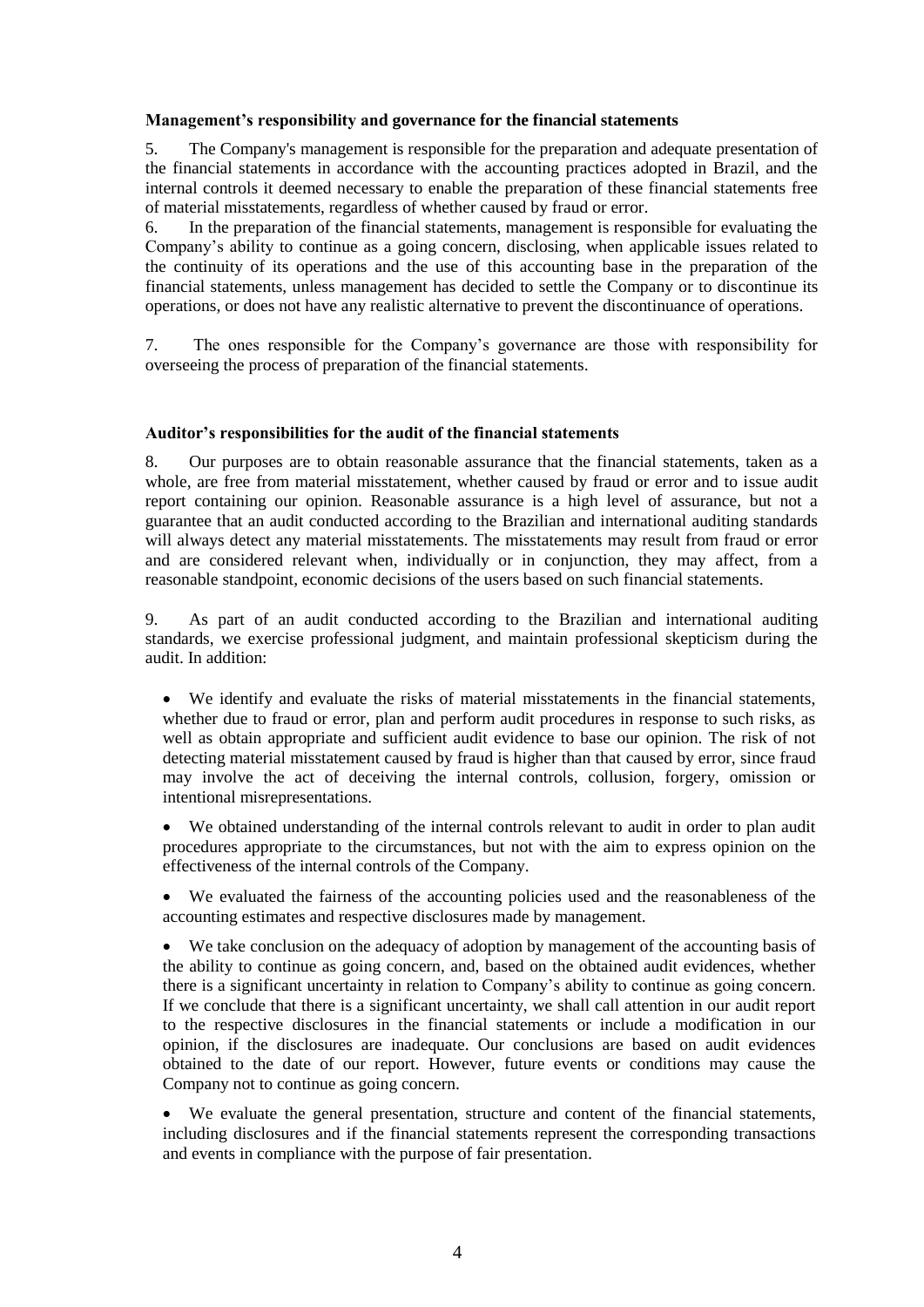**Management's responsibility and governance for the financial statements**

5. The Company's management is responsible for the preparation and adequate presentation of the financial statements in accordance with the accounting practices adopted in Brazil, and the internal controls it deemed necessary to enable the preparation of these financial statements free of material misstatements, regardless of whether caused by fraud or error.

6. In the preparation of the financial statements, management is responsible for evaluating the Company's ability to continue as a going concern, disclosing, when applicable issues related to the continuity of its operations and the use of this accounting base in the preparation of the financial statements, unless management has decided to settle the Company or to discontinue its operations, or does not have any realistic alternative to prevent the discontinuance of operations.

7. The ones responsible for the Company's governance are those with responsibility for overseeing the process of preparation of the financial statements.

**Auditor's responsibilities for the audit of the financial statements**

8. Our purposes are to obtain reasonable assurance that the financial statements, taken as a whole, are free from material misstatement, whether caused by fraud or error and to issue audit report containing our opinion. Reasonable assurance is a high level of assurance, but not a guarantee that an audit conducted according to the Brazilian and international auditing standards will always detect any material misstatements. The misstatements may result from fraud or error and are considered relevant when, individually or in conjunction, they may affect, from a reasonable standpoint, economic decisions of the users based on such financial statements.

9. As part of an audit conducted according to the Brazilian and international auditing standards, we exercise professional judgment, and maintain professional skepticism during the audit. In addition:

- We identify and evaluate the risks of material misstatements in the financial statements, whether due to fraud or error, plan and perform audit procedures in response to such risks, as well as obtain appropriate and sufficient audit evidence to base our opinion. The risk of not detecting material misstatement caused by fraud is higher than that caused by error, since fraud may involve the act of deceiving the internal controls, collusion, forgery, omission or intentional misrepresentations.

- We obtained understanding of the internal controls relevant to audit in order to plan audit procedures appropriate to the circumstances, but not with the aim to express opinion on the effectiveness of the internal controls of the Company.

- We evaluated the fairness of the accounting policies used and the reasonableness of the accounting estimates and respective disclosures made by management.

- We take conclusion on the adequacy of adoption by management of the accounting basis of the ability to continue as going concern, and, based on the obtained audit evidences, whether there is a significant uncertainty in relation to Company's ability to continue as going concern. If we conclude that there is a significant uncertainty, we shall call attention in our audit report to the respective disclosures in the financial statements or include a modification in our opinion, if the disclosures are inadequate. Our conclusions are based on audit evidences obtained to the date of our report. However, future events or conditions may cause the Company not to continue as going concern.

- We evaluate the general presentation, structure and content of the financial statements, including disclosures and if the financial statements represent the corresponding transactions and events in compliance with the purpose of fair presentation.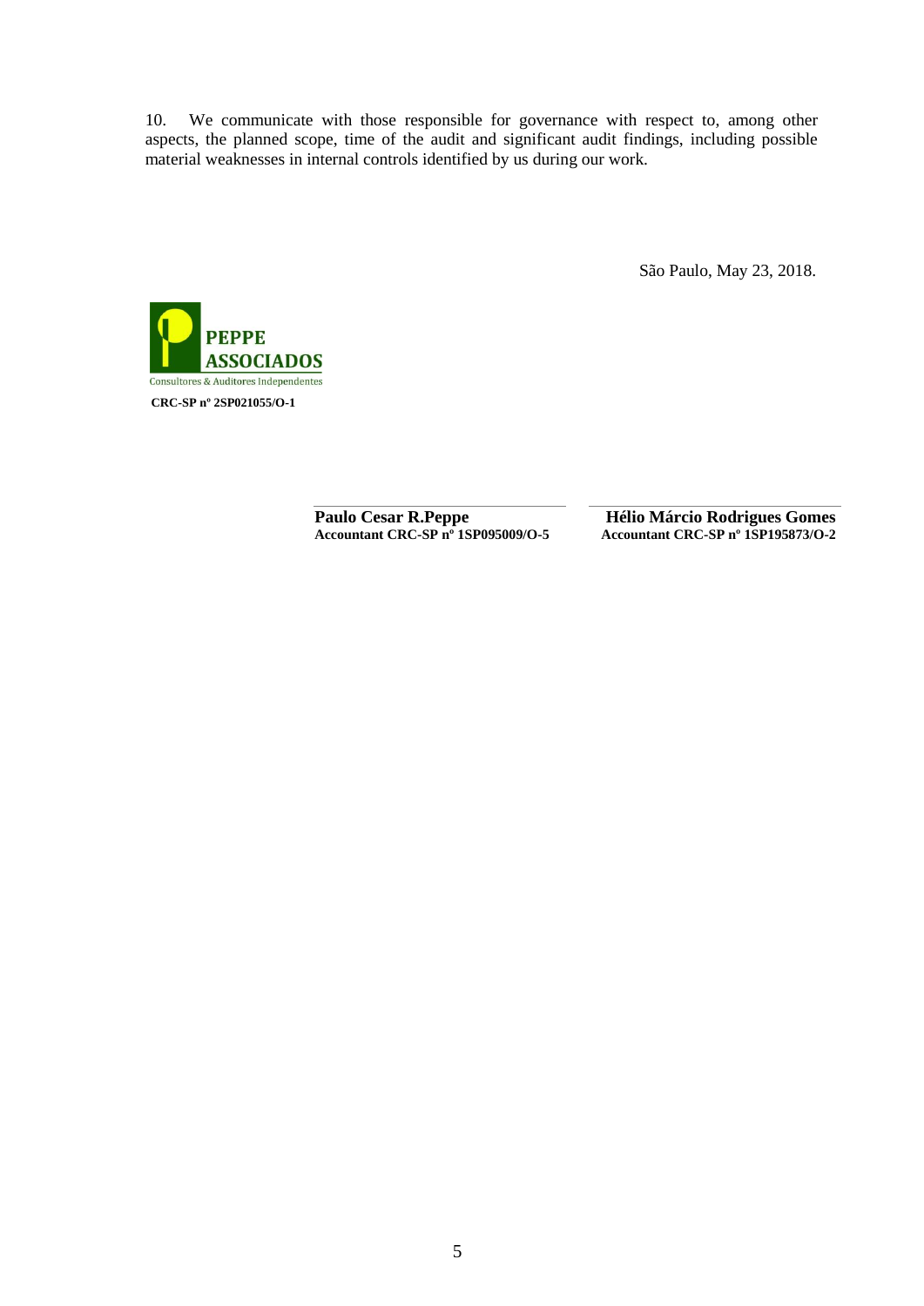10. We communicate with those responsible for governance with respect to, among other aspects, the planned scope, time of the audit and significant audit findings, including possible material weaknesses in internal controls identified by us during our work.

São Paulo, May 23, 2018.

PEPPE ASSOCIADOS
Consultores & Auditores Independentes

**CRC-SP nº 2SP021055/O-1**

**Paulo Cesar R.Peppe**
**Accountant CRC-SP nº 1SP095009/O-5**

**Hélio Márcio Rodrigues Gomes**
**Accountant CRC-SP nº 1SP195873/O-2**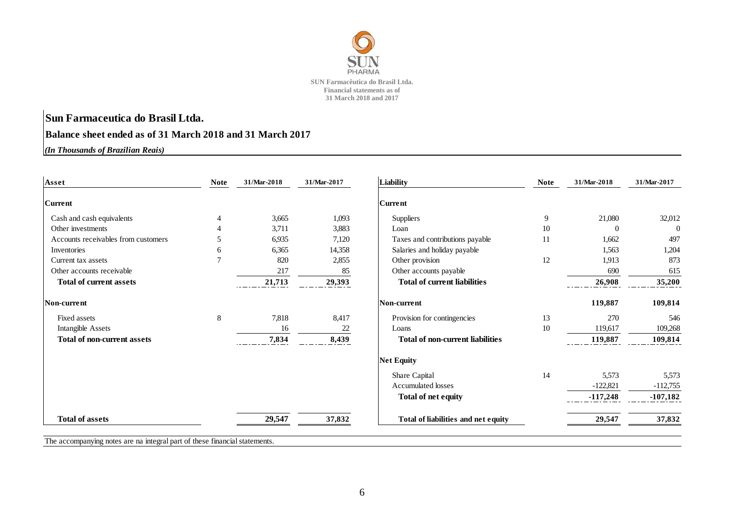SUN Farmacêutica do Brasil Ltda.
Financial statements as of
31 March 2018 and 2017

# Sun Farmaceutica do Brasil Ltda.

## Balance sheet ended as of 31 March 2018 and 31 March 2017

*(In Thousands of Brazilian Reais)*

| Asset | Note | 31/Mar-2018 | 31/Mar-2017 |
|---|---|---|---|
| **Current** | | | |
| Cash and cash equivalents | 4 | 3,665 | 1,093 |
| Other investments | 4 | 3,711 | 3,883 |
| Accounts receivables from customers | 5 | 6,935 | 7,120 |
| Inventories | 6 | 6,365 | 14,358 |
| Current tax assets | 7 | 820 | 2,855 |
| Other accounts receivable | | 217 | 85 |
| **Total of current assets** | | **21,713** | **29,393** |
| **Non-current** | | | |
| Fixed assets | 8 | 7,818 | 8,417 |
| Intangible Assets | | 16 | 22 |
| **Total of non-current assets** | | **7,834** | **8,439** |
| **Total of assets** | | **29,547** | **37,832** |

| Liability | Note | 31/Mar-2018 | 31/Mar-2017 |
|---|---|---|---|
| **Current** | | | |
| Suppliers | 9 | 21,080 | 32,012 |
| Loan | 10 | 0 | 0 |
| Taxes and contributions payable | 11 | 1,662 | 497 |
| Salaries and holiday payable | | 1,563 | 1,204 |
| Other provision | 12 | 1,913 | 873 |
| Other accounts payable | | 690 | 615 |
| **Total of current liabilities** | | **26,908** | **35,200** |
| **Non-current** | | **119,887** | **109,814** |
| Provision for contingencies | 13 | 270 | 546 |
| Loans | 10 | 119,617 | 109,268 |
| **Total of non-current liabilities** | | **119,887** | **109,814** |
| **Net Equity** | | | |
| Share Capital | 14 | 5,573 | 5,573 |
| Accumulated losses | | -122,821 | -112,755 |
| **Total of net equity** | | **-117,248** | **-107,182** |
| **Total of liabilities and net equity** | | **29,547** | **37,832** |

The accompanying notes are na integral part of these financial statements.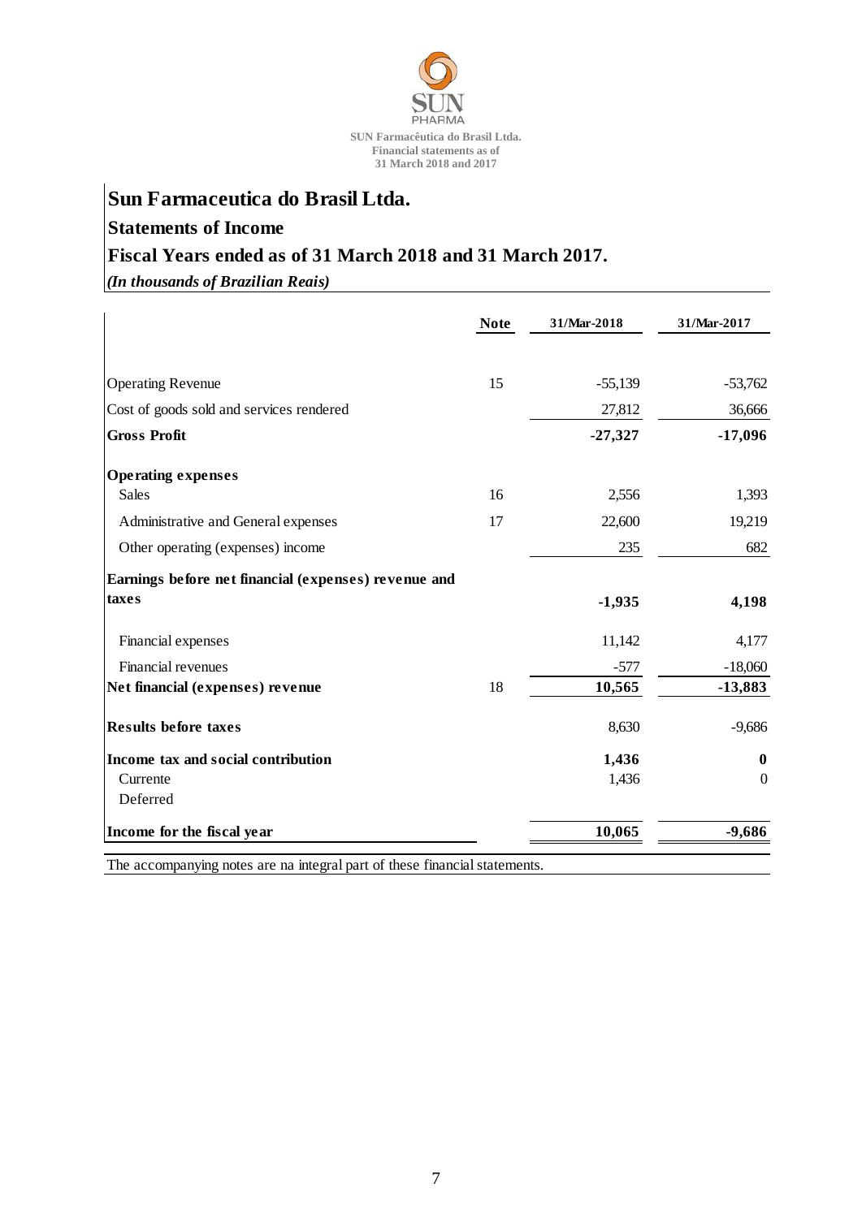# Sun Farmaceutica do Brasil Ltda.

## Statements of Income

## Fiscal Years ended as of 31 March 2018 and 31 March 2017.

*(In thousands of Brazilian Reais)*

| | Note | 31/Mar-2018 | 31/Mar-2017 |
|---|---|---|---|
| Operating Revenue | 15 | -55,139 | -53,762 |
| Cost of goods sold and services rendered | | 27,812 | 36,666 |
| **Gross Profit** | | **-27,327** | **-17,096** |
| **Operating expenses** | | | |
| Sales | 16 | 2,556 | 1,393 |
| Administrative and General expenses | 17 | 22,600 | 19,219 |
| Other operating (expenses) income | | 235 | 682 |
| **Earnings before net financial (expenses) revenue and taxes** | | **-1,935** | **4,198** |
| Financial expenses | | 11,142 | 4,177 |
| Financial revenues | | -577 | -18,060 |
| **Net financial (expenses) revenue** | 18 | **10,565** | **-13,883** |
| **Results before taxes** | | 8,630 | -9,686 |
| **Income tax and social contribution** | | **1,436** | **0** |
| Currente | | 1,436 | 0 |
| Deferred | | | |
| **Income for the fiscal year** | | **10,065** | **-9,686** |

The accompanying notes are na integral part of these financial statements.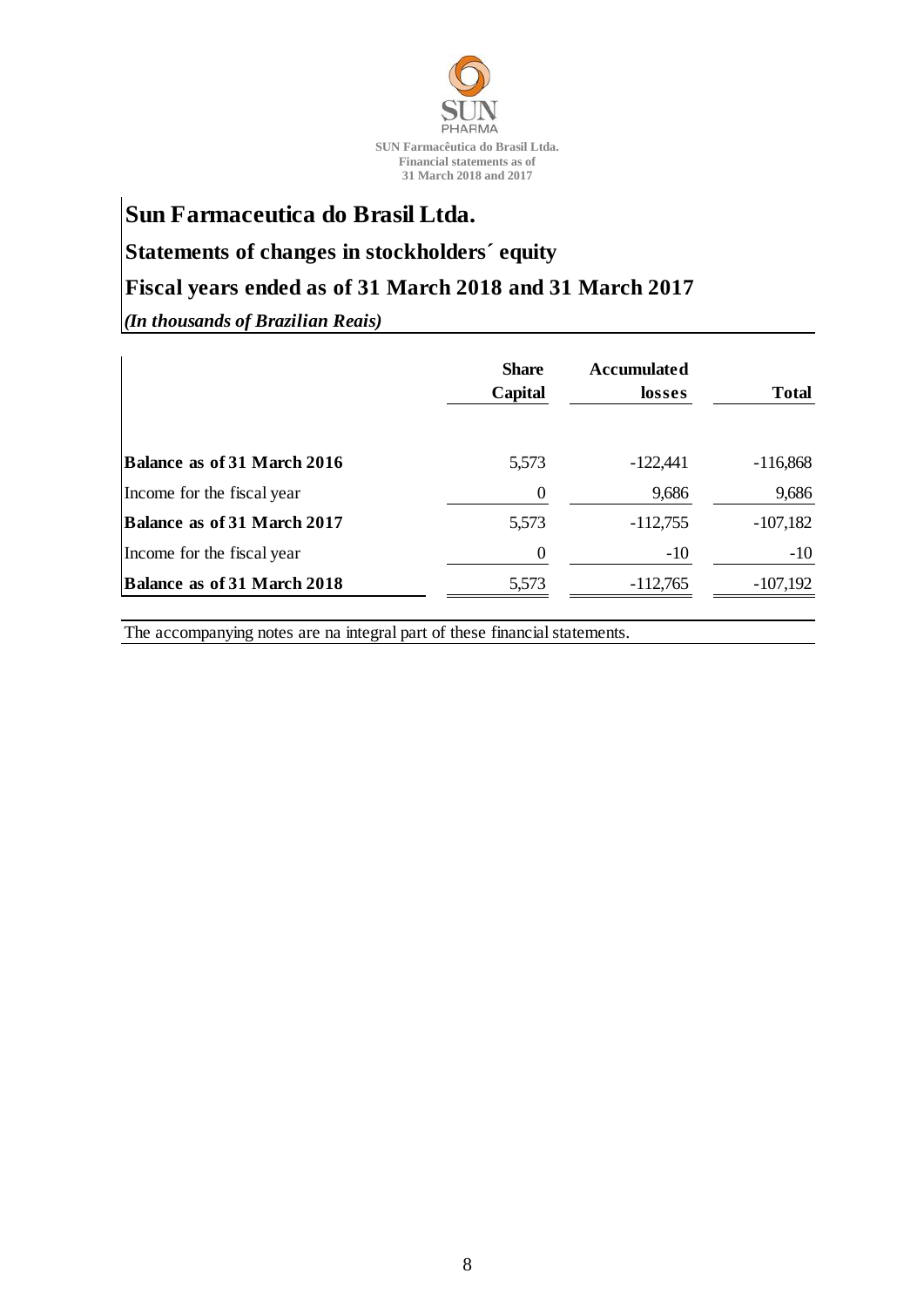# Sun Farmaceutica do Brasil Ltda.

## Statements of changes in stockholders´ equity

## Fiscal years ended as of 31 March 2018 and 31 March 2017

*(In thousands of Brazilian Reais)*

| | Share Capital | Accumulated losses | Total |
|---|---|---|---|
| **Balance as of 31 March 2016** | 5,573 | -122,441 | -116,868 |
| Income for the fiscal year | 0 | 9,686 | 9,686 |
| **Balance as of 31 March 2017** | 5,573 | -112,755 | -107,182 |
| Income for the fiscal year | 0 | -10 | -10 |
| **Balance as of 31 March 2018** | 5,573 | -112,765 | -107,192 |

The accompanying notes are na integral part of these financial statements.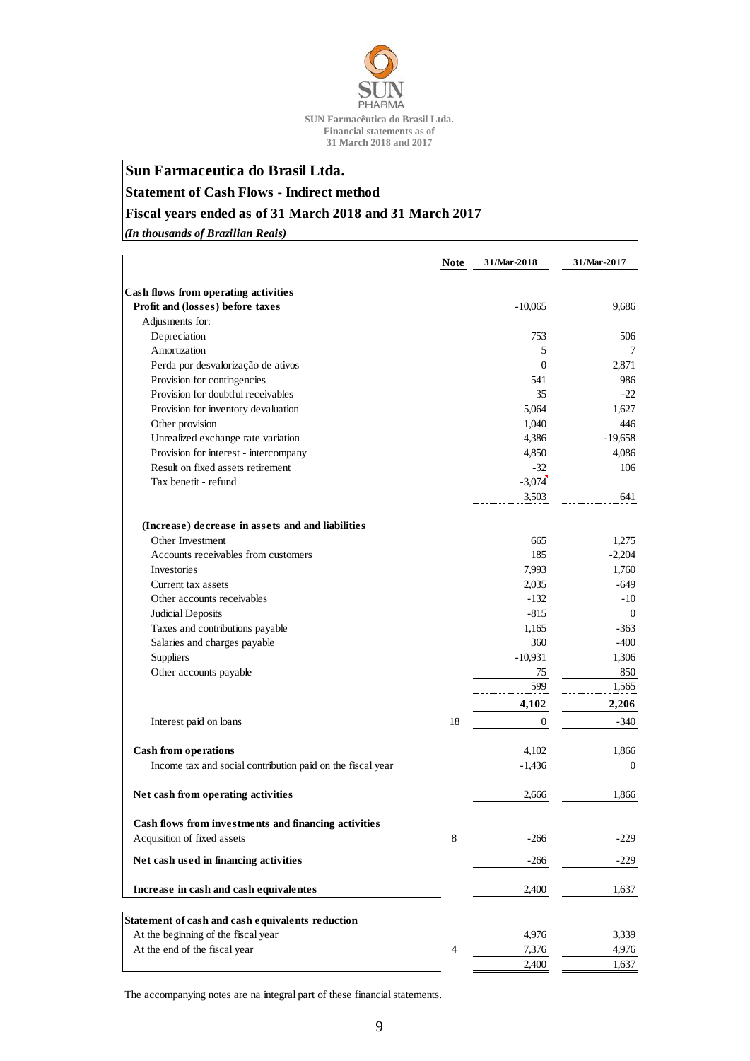SUN Farmacêutica do Brasil Ltda.
Financial statements as of
31 March 2018 and 2017

# Sun Farmaceutica do Brasil Ltda.

## Statement of Cash Flows - Indirect method

## Fiscal years ended as of 31 March 2018 and 31 March 2017

*(In thousands of Brazilian Reais)*

| | Note | 31/Mar-2018 | 31/Mar-2017 |
|---|---|---|---|
| **Cash flows from operating activities** | | | |
| **Profit and (losses) before taxes** | | -10,065 | 9,686 |
| Adjusments for: | | | |
| Depreciation | | 753 | 506 |
| Amortization | | 5 | 7 |
| Perda por desvalorização de ativos | | 0 | 2,871 |
| Provision for contingencies | | 541 | 986 |
| Provision for doubtful receivables | | 35 | -22 |
| Provision for inventory devaluation | | 5,064 | 1,627 |
| Other provision | | 1,040 | 446 |
| Unrealized exchange rate variation | | 4,386 | -19,658 |
| Provision for interest - intercompany | | 4,850 | 4,086 |
| Result on fixed assets retirement | | -32 | 106 |
| Tax benetit - refund | | -3,074 | |
| | | 3,503 | 641 |
| **(Increase) decrease in assets and and liabilities** | | | |
| Other Investment | | 665 | 1,275 |
| Accounts receivables from customers | | 185 | -2,204 |
| Investories | | 7,993 | 1,760 |
| Current tax assets | | 2,035 | -649 |
| Other accounts receivables | | -132 | -10 |
| Judicial Deposits | | -815 | 0 |
| Taxes and contributions payable | | 1,165 | -363 |
| Salaries and charges payable | | 360 | -400 |
| Suppliers | | -10,931 | 1,306 |
| Other accounts payable | | 75 | 850 |
| | | 599 | 1,565 |
| | | **4,102** | **2,206** |
| Interest paid on loans | 18 | 0 | -340 |
| **Cash from operations** | | 4,102 | 1,866 |
| Income tax and social contribution paid on the fiscal year | | -1,436 | 0 |
| **Net cash from operating activities** | | 2,666 | 1,866 |
| **Cash flows from investments and financing activities** | | | |
| Acquisition of fixed assets | 8 | -266 | -229 |
| **Net cash used in financing activities** | | -266 | -229 |
| **Increase in cash and cash equivalentes** | | 2,400 | 1,637 |
| **Statement of cash and cash equivalents reduction** | | | |
| At the beginning of the fiscal year | | 4,976 | 3,339 |
| At the end of the fiscal year | 4 | 7,376 | 4,976 |
| | | 2,400 | 1,637 |

The accompanying notes are na integral part of these financial statements.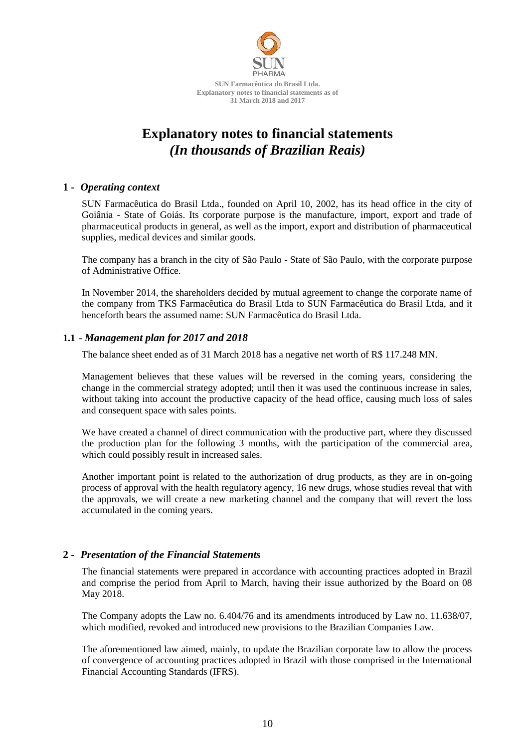# Explanatory notes to financial statements
## *(In thousands of Brazilian Reais)*

### 1 - *Operating context*

SUN Farmacêutica do Brasil Ltda., founded on April 10, 2002, has its head office in the city of Goiânia - State of Goiás. Its corporate purpose is the manufacture, import, export and trade of pharmaceutical products in general, as well as the import, export and distribution of pharmaceutical supplies, medical devices and similar goods.

The company has a branch in the city of São Paulo - State of São Paulo, with the corporate purpose of Administrative Office.

In November 2014, the shareholders decided by mutual agreement to change the corporate name of the company from TKS Farmacêutica do Brasil Ltda to SUN Farmacêutica do Brasil Ltda, and it henceforth bears the assumed name: SUN Farmacêutica do Brasil Ltda.

### 1.1 - *Management plan for 2017 and 2018*

The balance sheet ended as of 31 March 2018 has a negative net worth of R$ 117.248 MN.

Management believes that these values will be reversed in the coming years, considering the change in the commercial strategy adopted; until then it was used the continuous increase in sales, without taking into account the productive capacity of the head office, causing much loss of sales and consequent space with sales points.

We have created a channel of direct communication with the productive part, where they discussed the production plan for the following 3 months, with the participation of the commercial area, which could possibly result in increased sales.

Another important point is related to the authorization of drug products, as they are in on-going process of approval with the health regulatory agency, 16 new drugs, whose studies reveal that with the approvals, we will create a new marketing channel and the company that will revert the loss accumulated in the coming years.

### 2 - *Presentation of the Financial Statements*

The financial statements were prepared in accordance with accounting practices adopted in Brazil and comprise the period from April to March, having their issue authorized by the Board on 08 May 2018.

The Company adopts the Law no. 6.404/76 and its amendments introduced by Law no. 11.638/07, which modified, revoked and introduced new provisions to the Brazilian Companies Law.

The aforementioned law aimed, mainly, to update the Brazilian corporate law to allow the process of convergence of accounting practices adopted in Brazil with those comprised in the International Financial Accounting Standards (IFRS).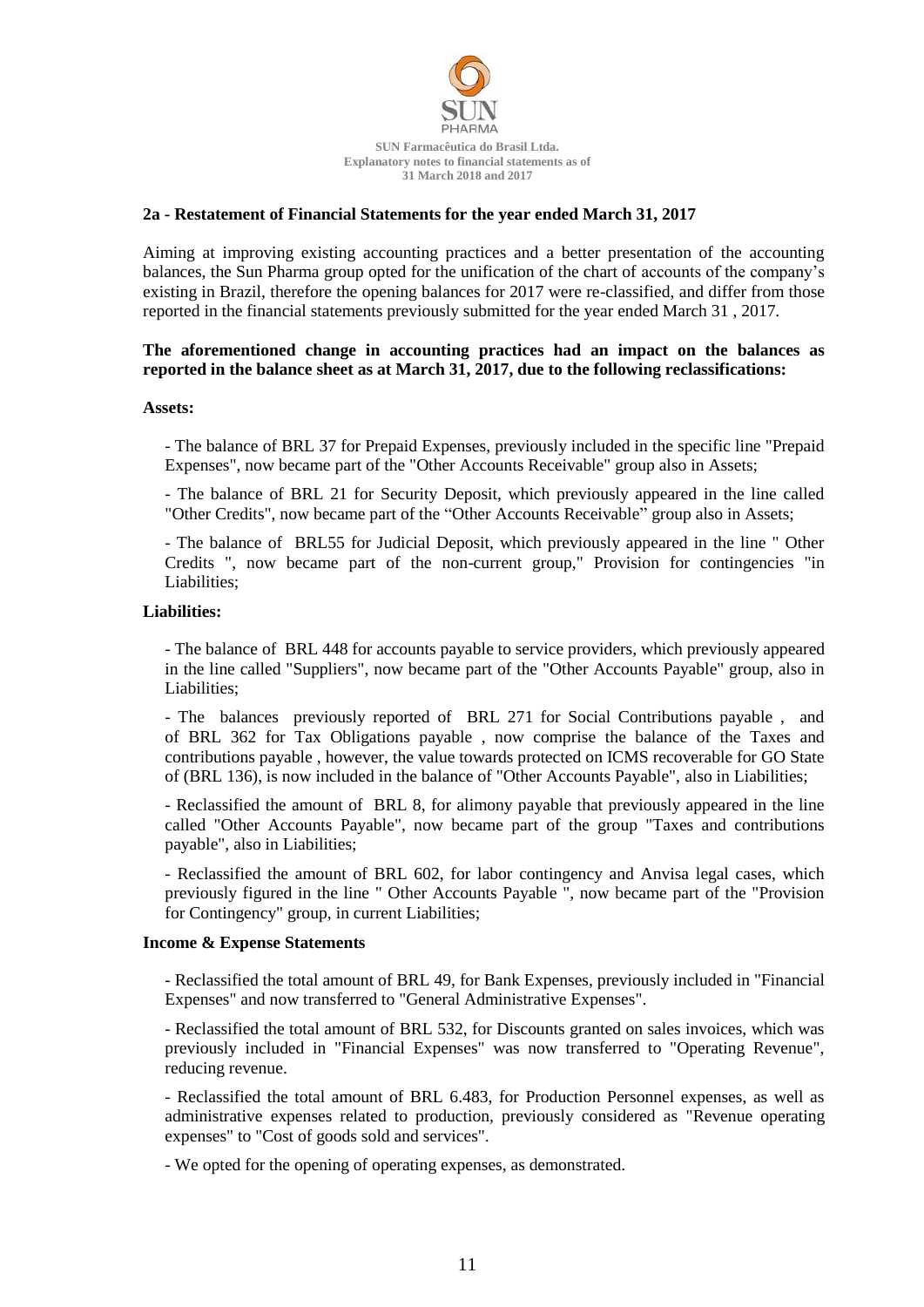## 2a - Restatement of Financial Statements for the year ended March 31, 2017

Aiming at improving existing accounting practices and a better presentation of the accounting balances, the Sun Pharma group opted for the unification of the chart of accounts of the company's existing in Brazil, therefore the opening balances for 2017 were re-classified, and differ from those reported in the financial statements previously submitted for the year ended March 31 , 2017.

**The aforementioned change in accounting practices had an impact on the balances as reported in the balance sheet as at March 31, 2017, due to the following reclassifications:**

**Assets:**

- The balance of BRL 37 for Prepaid Expenses, previously included in the specific line "Prepaid Expenses", now became part of the "Other Accounts Receivable" group also in Assets;

- The balance of BRL 21 for Security Deposit, which previously appeared in the line called "Other Credits", now became part of the "Other Accounts Receivable" group also in Assets;

- The balance of BRL55 for Judicial Deposit, which previously appeared in the line " Other Credits ", now became part of the non-current group," Provision for contingencies "in Liabilities;

**Liabilities:**

- The balance of BRL 448 for accounts payable to service providers, which previously appeared in the line called "Suppliers", now became part of the "Other Accounts Payable" group, also in Liabilities;

- The balances previously reported of BRL 271 for Social Contributions payable , and of BRL 362 for Tax Obligations payable , now comprise the balance of the Taxes and contributions payable , however, the value towards protected on ICMS recoverable for GO State of (BRL 136), is now included in the balance of "Other Accounts Payable", also in Liabilities;

- Reclassified the amount of BRL 8, for alimony payable that previously appeared in the line called "Other Accounts Payable", now became part of the group "Taxes and contributions payable", also in Liabilities;

- Reclassified the amount of BRL 602, for labor contingency and Anvisa legal cases, which previously figured in the line " Other Accounts Payable ", now became part of the "Provision for Contingency" group, in current Liabilities;

**Income & Expense Statements**

- Reclassified the total amount of BRL 49, for Bank Expenses, previously included in "Financial Expenses" and now transferred to "General Administrative Expenses".

- Reclassified the total amount of BRL 532, for Discounts granted on sales invoices, which was previously included in "Financial Expenses" was now transferred to "Operating Revenue", reducing revenue.

- Reclassified the total amount of BRL 6.483, for Production Personnel expenses, as well as administrative expenses related to production, previously considered as "Revenue operating expenses" to "Cost of goods sold and services".

- We opted for the opening of operating expenses, as demonstrated.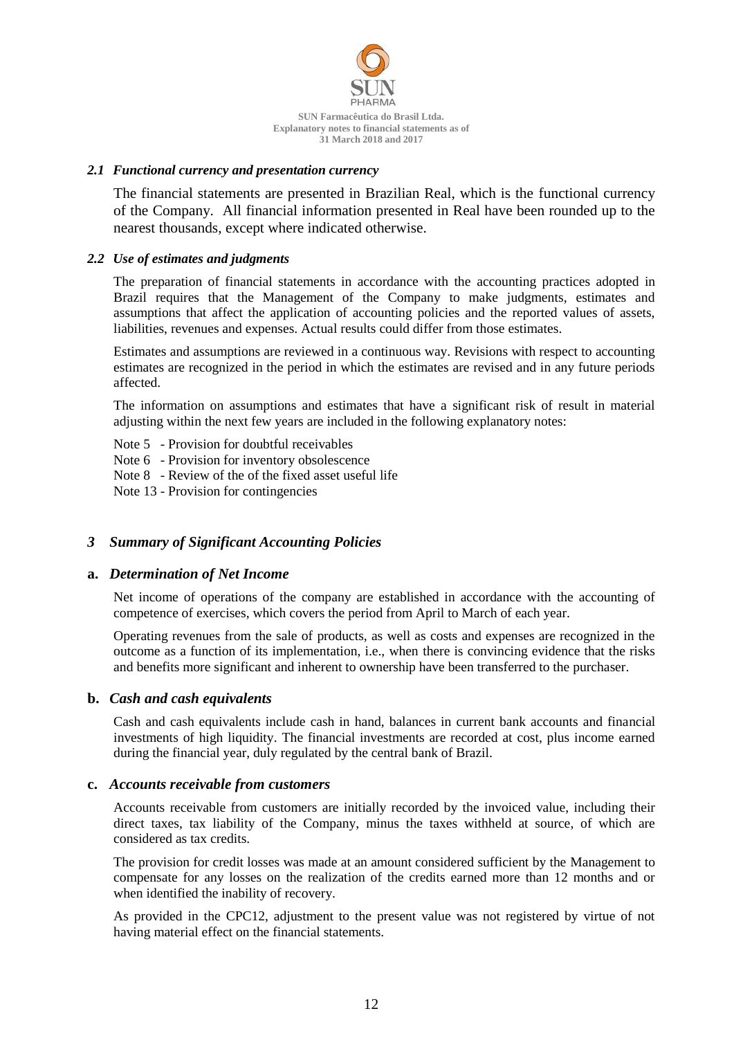### *2.1 Functional currency and presentation currency*

The financial statements are presented in Brazilian Real, which is the functional currency of the Company. All financial information presented in Real have been rounded up to the nearest thousands, except where indicated otherwise.

### *2.2 Use of estimates and judgments*

The preparation of financial statements in accordance with the accounting practices adopted in Brazil requires that the Management of the Company to make judgments, estimates and assumptions that affect the application of accounting policies and the reported values of assets, liabilities, revenues and expenses. Actual results could differ from those estimates.

Estimates and assumptions are reviewed in a continuous way. Revisions with respect to accounting estimates are recognized in the period in which the estimates are revised and in any future periods affected.

The information on assumptions and estimates that have a significant risk of result in material adjusting within the next few years are included in the following explanatory notes:

Note 5 - Provision for doubtful receivables
Note 6 - Provision for inventory obsolescence
Note 8 - Review of the of the fixed asset useful life
Note 13 - Provision for contingencies

## *3 Summary of Significant Accounting Policies*

### **a.** *Determination of Net Income*

Net income of operations of the company are established in accordance with the accounting of competence of exercises, which covers the period from April to March of each year.

Operating revenues from the sale of products, as well as costs and expenses are recognized in the outcome as a function of its implementation, i.e., when there is convincing evidence that the risks and benefits more significant and inherent to ownership have been transferred to the purchaser.

### **b.** *Cash and cash equivalents*

Cash and cash equivalents include cash in hand, balances in current bank accounts and financial investments of high liquidity. The financial investments are recorded at cost, plus income earned during the financial year, duly regulated by the central bank of Brazil.

### **c.** *Accounts receivable from customers*

Accounts receivable from customers are initially recorded by the invoiced value, including their direct taxes, tax liability of the Company, minus the taxes withheld at source, of which are considered as tax credits.

The provision for credit losses was made at an amount considered sufficient by the Management to compensate for any losses on the realization of the credits earned more than 12 months and or when identified the inability of recovery.

As provided in the CPC12, adjustment to the present value was not registered by virtue of not having material effect on the financial statements.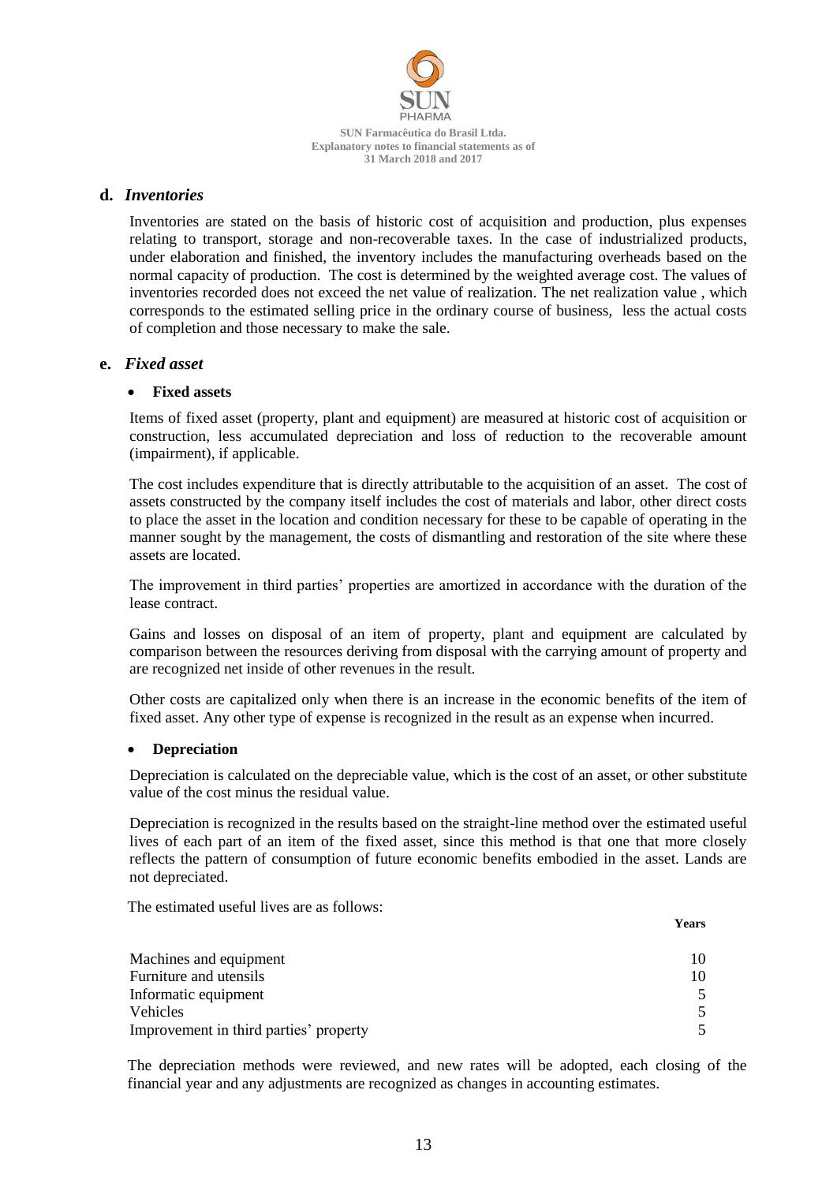## d. *Inventories*

Inventories are stated on the basis of historic cost of acquisition and production, plus expenses relating to transport, storage and non-recoverable taxes. In the case of industrialized products, under elaboration and finished, the inventory includes the manufacturing overheads based on the normal capacity of production. The cost is determined by the weighted average cost. The values of inventories recorded does not exceed the net value of realization. The net realization value , which corresponds to the estimated selling price in the ordinary course of business, less the actual costs of completion and those necessary to make the sale.

## e. *Fixed asset*

- **Fixed assets**

Items of fixed asset (property, plant and equipment) are measured at historic cost of acquisition or construction, less accumulated depreciation and loss of reduction to the recoverable amount (impairment), if applicable.

The cost includes expenditure that is directly attributable to the acquisition of an asset. The cost of assets constructed by the company itself includes the cost of materials and labor, other direct costs to place the asset in the location and condition necessary for these to be capable of operating in the manner sought by the management, the costs of dismantling and restoration of the site where these assets are located.

The improvement in third parties' properties are amortized in accordance with the duration of the lease contract.

Gains and losses on disposal of an item of property, plant and equipment are calculated by comparison between the resources deriving from disposal with the carrying amount of property and are recognized net inside of other revenues in the result.

Other costs are capitalized only when there is an increase in the economic benefits of the item of fixed asset. Any other type of expense is recognized in the result as an expense when incurred.

- **Depreciation**

Depreciation is calculated on the depreciable value, which is the cost of an asset, or other substitute value of the cost minus the residual value.

Depreciation is recognized in the results based on the straight-line method over the estimated useful lives of each part of an item of the fixed asset, since this method is that one that more closely reflects the pattern of consumption of future economic benefits embodied in the asset. Lands are not depreciated.

The estimated useful lives are as follows:

| | **Years** |
|---|---|
| Machines and equipment | 10 |
| Furniture and utensils | 10 |
| Informatic equipment | 5 |
| Vehicles | 5 |
| Improvement in third parties' property | 5 |

The depreciation methods were reviewed, and new rates will be adopted, each closing of the financial year and any adjustments are recognized as changes in accounting estimates.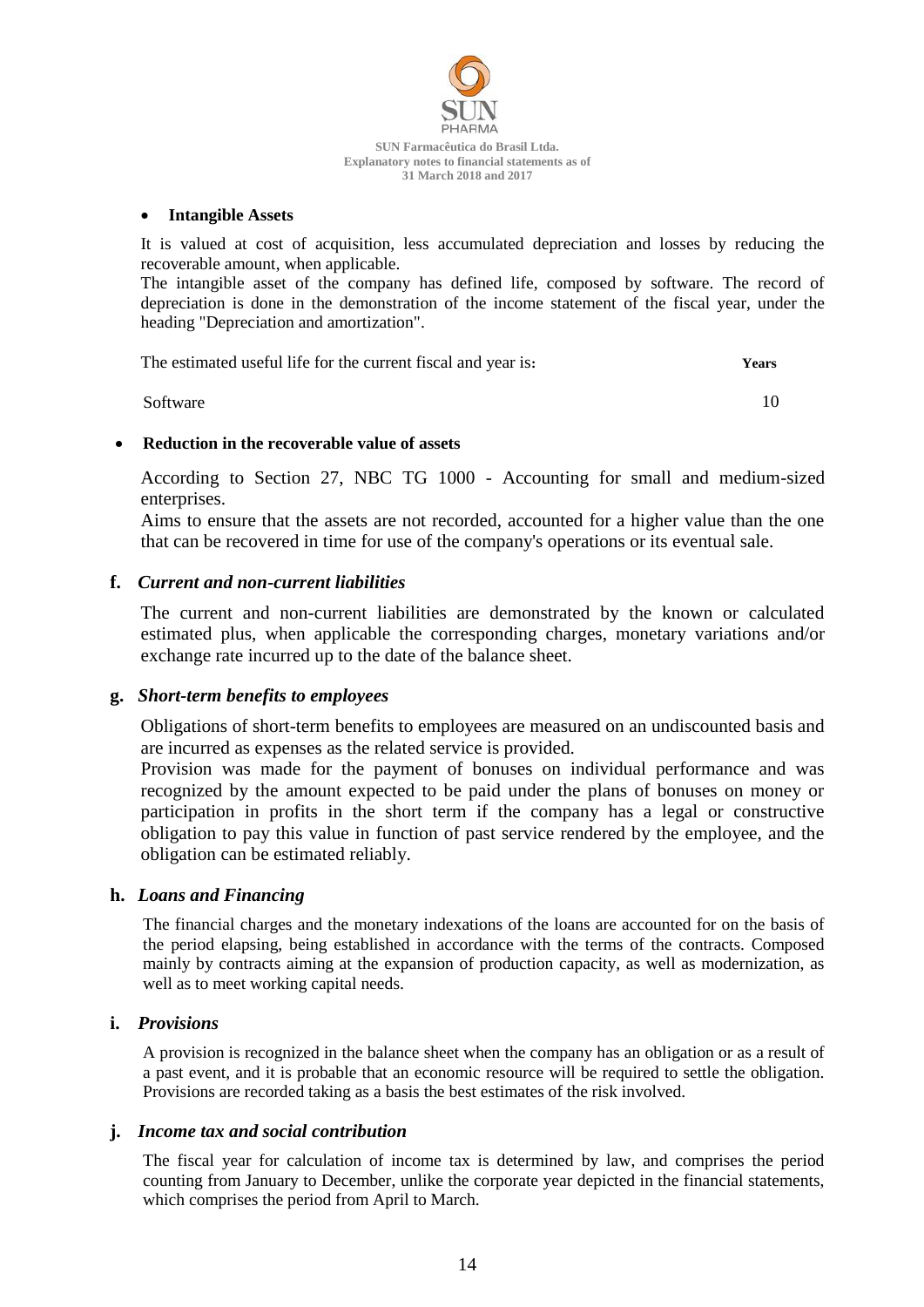- **Intangible Assets**

It is valued at cost of acquisition, less accumulated depreciation and losses by reducing the recoverable amount, when applicable.
The intangible asset of the company has defined life, composed by software. The record of depreciation is done in the demonstration of the income statement of the fiscal year, under the heading "Depreciation and amortization".

| The estimated useful life for the current fiscal and year is: | Years |
|---|---|
| Software | 10 |

- **Reduction in the recoverable value of assets**

According to Section 27, NBC TG 1000 - Accounting for small and medium-sized enterprises.
Aims to ensure that the assets are not recorded, accounted for a higher value than the one that can be recovered in time for use of the company's operations or its eventual sale.

**f.** ***Current and non-current liabilities***

The current and non-current liabilities are demonstrated by the known or calculated estimated plus, when applicable the corresponding charges, monetary variations and/or exchange rate incurred up to the date of the balance sheet.

**g.** ***Short-term benefits to employees***

Obligations of short-term benefits to employees are measured on an undiscounted basis and are incurred as expenses as the related service is provided.
Provision was made for the payment of bonuses on individual performance and was recognized by the amount expected to be paid under the plans of bonuses on money or participation in profits in the short term if the company has a legal or constructive obligation to pay this value in function of past service rendered by the employee, and the obligation can be estimated reliably.

**h.** ***Loans and Financing***

The financial charges and the monetary indexations of the loans are accounted for on the basis of the period elapsing, being established in accordance with the terms of the contracts. Composed mainly by contracts aiming at the expansion of production capacity, as well as modernization, as well as to meet working capital needs.

**i.** ***Provisions***

A provision is recognized in the balance sheet when the company has an obligation or as a result of a past event, and it is probable that an economic resource will be required to settle the obligation. Provisions are recorded taking as a basis the best estimates of the risk involved.

**j.** ***Income tax and social contribution***

The fiscal year for calculation of income tax is determined by law, and comprises the period counting from January to December, unlike the corporate year depicted in the financial statements, which comprises the period from April to March.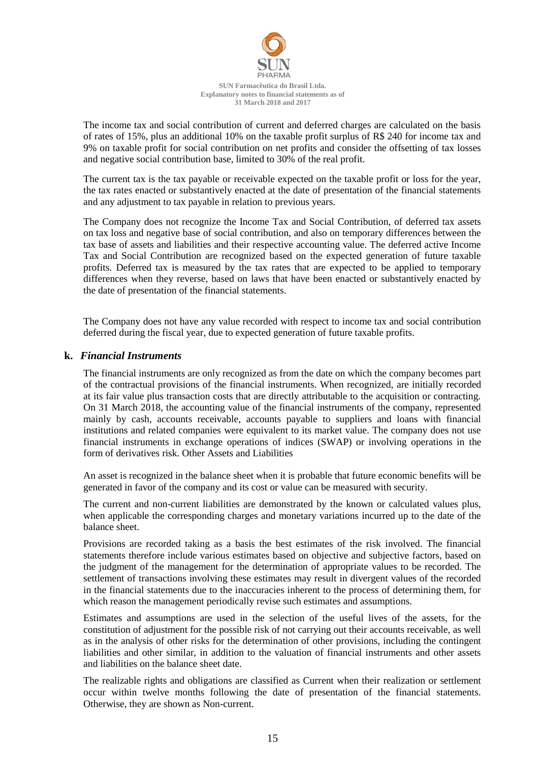The income tax and social contribution of current and deferred charges are calculated on the basis of rates of 15%, plus an additional 10% on the taxable profit surplus of R$ 240 for income tax and 9% on taxable profit for social contribution on net profits and consider the offsetting of tax losses and negative social contribution base, limited to 30% of the real profit.

The current tax is the tax payable or receivable expected on the taxable profit or loss for the year, the tax rates enacted or substantively enacted at the date of presentation of the financial statements and any adjustment to tax payable in relation to previous years.

The Company does not recognize the Income Tax and Social Contribution, of deferred tax assets on tax loss and negative base of social contribution, and also on temporary differences between the tax base of assets and liabilities and their respective accounting value. The deferred active Income Tax and Social Contribution are recognized based on the expected generation of future taxable profits. Deferred tax is measured by the tax rates that are expected to be applied to temporary differences when they reverse, based on laws that have been enacted or substantively enacted by the date of presentation of the financial statements.

The Company does not have any value recorded with respect to income tax and social contribution deferred during the fiscal year, due to expected generation of future taxable profits.

## k. *Financial Instruments*

The financial instruments are only recognized as from the date on which the company becomes part of the contractual provisions of the financial instruments. When recognized, are initially recorded at its fair value plus transaction costs that are directly attributable to the acquisition or contracting. On 31 March 2018, the accounting value of the financial instruments of the company, represented mainly by cash, accounts receivable, accounts payable to suppliers and loans with financial institutions and related companies were equivalent to its market value. The company does not use financial instruments in exchange operations of indices (SWAP) or involving operations in the form of derivatives risk. Other Assets and Liabilities

An asset is recognized in the balance sheet when it is probable that future economic benefits will be generated in favor of the company and its cost or value can be measured with security.

The current and non-current liabilities are demonstrated by the known or calculated values plus, when applicable the corresponding charges and monetary variations incurred up to the date of the balance sheet.

Provisions are recorded taking as a basis the best estimates of the risk involved. The financial statements therefore include various estimates based on objective and subjective factors, based on the judgment of the management for the determination of appropriate values to be recorded. The settlement of transactions involving these estimates may result in divergent values of the recorded in the financial statements due to the inaccuracies inherent to the process of determining them, for which reason the management periodically revise such estimates and assumptions.

Estimates and assumptions are used in the selection of the useful lives of the assets, for the constitution of adjustment for the possible risk of not carrying out their accounts receivable, as well as in the analysis of other risks for the determination of other provisions, including the contingent liabilities and other similar, in addition to the valuation of financial instruments and other assets and liabilities on the balance sheet date.

The realizable rights and obligations are classified as Current when their realization or settlement occur within twelve months following the date of presentation of the financial statements. Otherwise, they are shown as Non-current.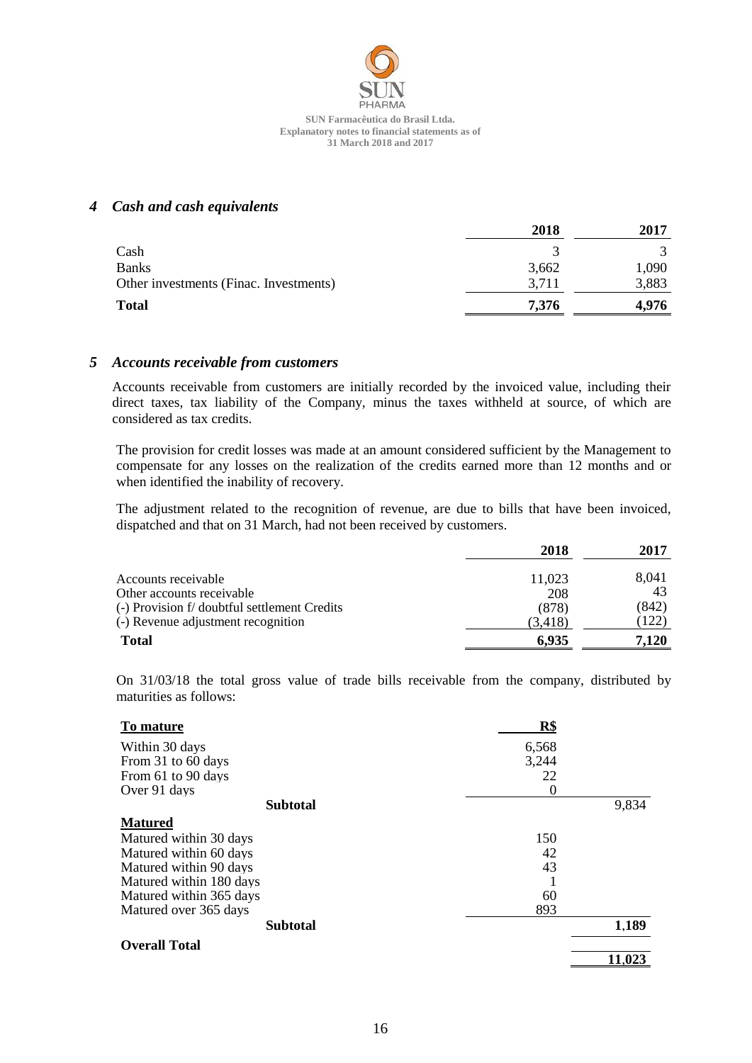## 4 Cash and cash equivalents

| | 2018 | 2017 |
|---|---|---|
| Cash | 3 | 3 |
| Banks | 3,662 | 1,090 |
| Other investments (Finac. Investments) | 3,711 | 3,883 |
| **Total** | **7,376** | **4,976** |

## 5 Accounts receivable from customers

Accounts receivable from customers are initially recorded by the invoiced value, including their direct taxes, tax liability of the Company, minus the taxes withheld at source, of which are considered as tax credits.

The provision for credit losses was made at an amount considered sufficient by the Management to compensate for any losses on the realization of the credits earned more than 12 months and or when identified the inability of recovery.

The adjustment related to the recognition of revenue, are due to bills that have been invoiced, dispatched and that on 31 March, had not been received by customers.

| | 2018 | 2017 |
|---|---|---|
| Accounts receivable | 11,023 | 8,041 |
| Other accounts receivable | 208 | 43 |
| (-) Provision f/ doubtful settlement Credits | (878) | (842) |
| (-) Revenue adjustment recognition | (3,418) | (122) |
| **Total** | **6,935** | **7,120** |

On 31/03/18 the total gross value of trade bills receivable from the company, distributed by maturities as follows:

| **To mature** | **R$** | |
|---|---|---|
| Within 30 days | 6,568 | |
| From 31 to 60 days | 3,244 | |
| From 61 to 90 days | 22 | |
| Over 91 days | 0 | |
| **Subtotal** | | 9,834 |
| **Matured** | | |
| Matured within 30 days | 150 | |
| Matured within 60 days | 42 | |
| Matured within 90 days | 43 | |
| Matured within 180 days | 1 | |
| Matured within 365 days | 60 | |
| Matured over 365 days | 893 | |
| **Subtotal** | | **1,189** |
| **Overall Total** | | **11,023** |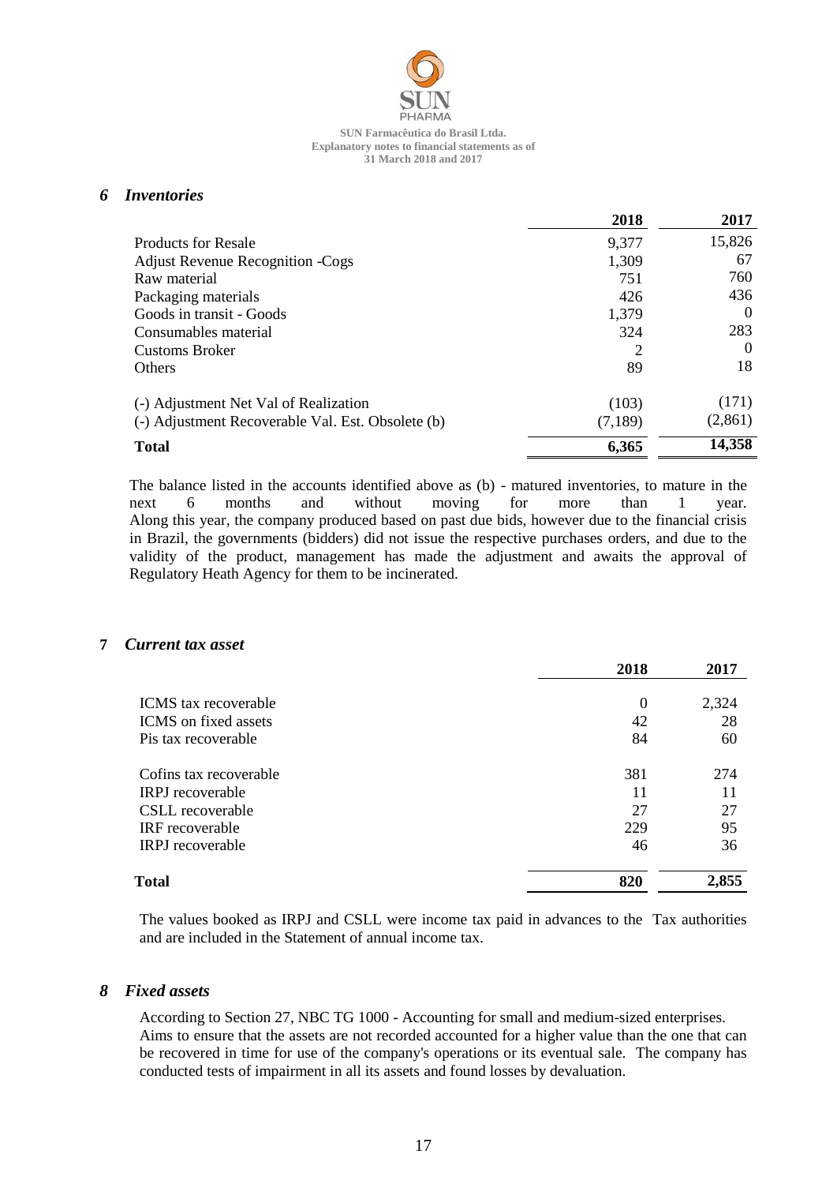## *6 Inventories*

| | 2018 | 2017 |
|---|---|---|
| Products for Resale | 9,377 | 15,826 |
| Adjust Revenue Recognition -Cogs | 1,309 | 67 |
| Raw material | 751 | 760 |
| Packaging materials | 426 | 436 |
| Goods in transit - Goods | 1,379 | 0 |
| Consumables material | 324 | 283 |
| Customs Broker | 2 | 0 |
| Others | 89 | 18 |
| (-) Adjustment Net Val of Realization | (103) | (171) |
| (-) Adjustment Recoverable Val. Est. Obsolete (b) | (7,189) | (2,861) |
| **Total** | **6,365** | **14,358** |

The balance listed in the accounts identified above as (b) - matured inventories, to mature in the next 6 months and without moving for more than 1 year. Along this year, the company produced based on past due bids, however due to the financial crisis in Brazil, the governments (bidders) did not issue the respective purchases orders, and due to the validity of the product, management has made the adjustment and awaits the approval of Regulatory Heath Agency for them to be incinerated.

## 7 *Current tax asset*

| | 2018 | 2017 |
|---|---|---|
| ICMS tax recoverable | 0 | 2,324 |
| ICMS on fixed assets | 42 | 28 |
| Pis tax recoverable | 84 | 60 |
| Cofins tax recoverable | 381 | 274 |
| IRPJ recoverable | 11 | 11 |
| CSLL recoverable | 27 | 27 |
| IRF recoverable | 229 | 95 |
| IRPJ recoverable | 46 | 36 |
| **Total** | **820** | **2,855** |

The values booked as IRPJ and CSLL were income tax paid in advances to the Tax authorities and are included in the Statement of annual income tax.

## *8 Fixed assets*

According to Section 27, NBC TG 1000 - Accounting for small and medium-sized enterprises. Aims to ensure that the assets are not recorded accounted for a higher value than the one that can be recovered in time for use of the company's operations or its eventual sale. The company has conducted tests of impairment in all its assets and found losses by devaluation.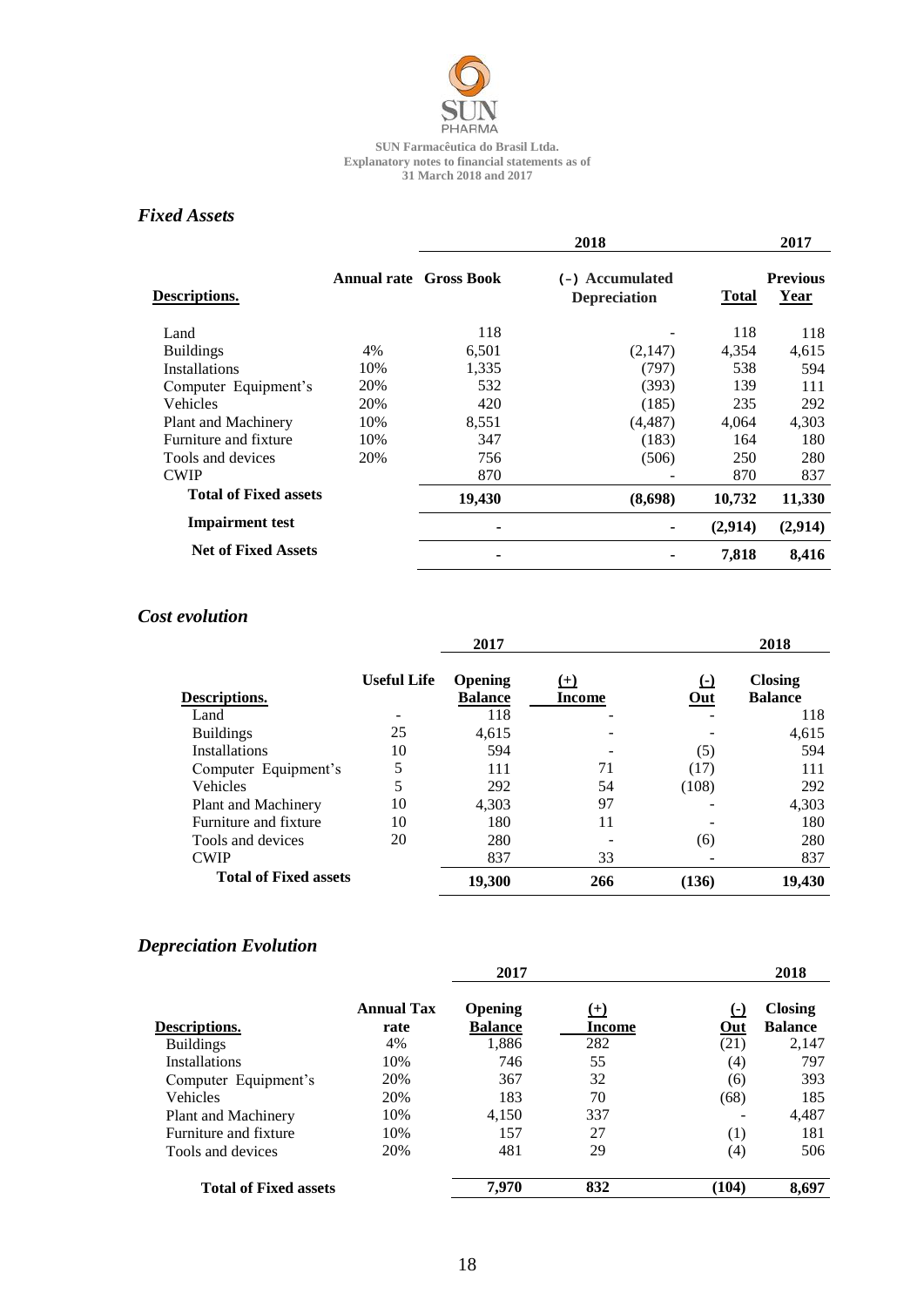SUN Farmacêutica do Brasil Ltda.
Explanatory notes to financial statements as of
31 March 2018 and 2017

## *Fixed Assets*

| | | 2018 | | | 2017 |
|---|---|---|---|---|---|
| **Descriptions.** | **Annual rate** | **Gross Book** | **(-) Accumulated Depreciation** | **Total** | **Previous Year** |
| Land | | 118 | - | 118 | 118 |
| Buildings | 4% | 6,501 | (2,147) | 4,354 | 4,615 |
| Installations | 10% | 1,335 | (797) | 538 | 594 |
| Computer Equipment's | 20% | 532 | (393) | 139 | 111 |
| Vehicles | 20% | 420 | (185) | 235 | 292 |
| Plant and Machinery | 10% | 8,551 | (4,487) | 4,064 | 4,303 |
| Furniture and fixture | 10% | 347 | (183) | 164 | 180 |
| Tools and devices | 20% | 756 | (506) | 250 | 280 |
| CWIP | | 870 | - | 870 | 837 |
| **Total of Fixed assets** | | **19,430** | **(8,698)** | **10,732** | **11,330** |
| **Impairment test** | | - | - | **(2,914)** | **(2,914)** |
| **Net of Fixed Assets** | | - | - | **7,818** | **8,416** |

## *Cost evolution*

| | | 2017 | | | 2018 |
|---|---|---|---|---|---|
| **Descriptions.** | **Useful Life** | **Opening Balance** | **(+) Income** | **(-) Out** | **Closing Balance** |
| Land | - | 118 | - | - | 118 |
| Buildings | 25 | 4,615 | - | - | 4,615 |
| Installations | 10 | 594 | - | (5) | 594 |
| Computer Equipment's | 5 | 111 | 71 | (17) | 111 |
| Vehicles | 5 | 292 | 54 | (108) | 292 |
| Plant and Machinery | 10 | 4,303 | 97 | - | 4,303 |
| Furniture and fixture | 10 | 180 | 11 | - | 180 |
| Tools and devices | 20 | 280 | - | (6) | 280 |
| CWIP | | 837 | 33 | - | 837 |
| **Total of Fixed assets** | | **19,300** | **266** | **(136)** | **19,430** |

## *Depreciation Evolution*

| | | 2017 | | | 2018 |
|---|---|---|---|---|---|
| **Descriptions.** | **Annual Tax rate** | **Opening Balance** | **(+) Income** | **(-) Out** | **Closing Balance** |
| Buildings | 4% | 1,886 | 282 | (21) | 2,147 |
| Installations | 10% | 746 | 55 | (4) | 797 |
| Computer Equipment's | 20% | 367 | 32 | (6) | 393 |
| Vehicles | 20% | 183 | 70 | (68) | 185 |
| Plant and Machinery | 10% | 4,150 | 337 | - | 4,487 |
| Furniture and fixture | 10% | 157 | 27 | (1) | 181 |
| Tools and devices | 20% | 481 | 29 | (4) | 506 |
| **Total of Fixed assets** | | **7,970** | **832** | **(104)** | **8,697** |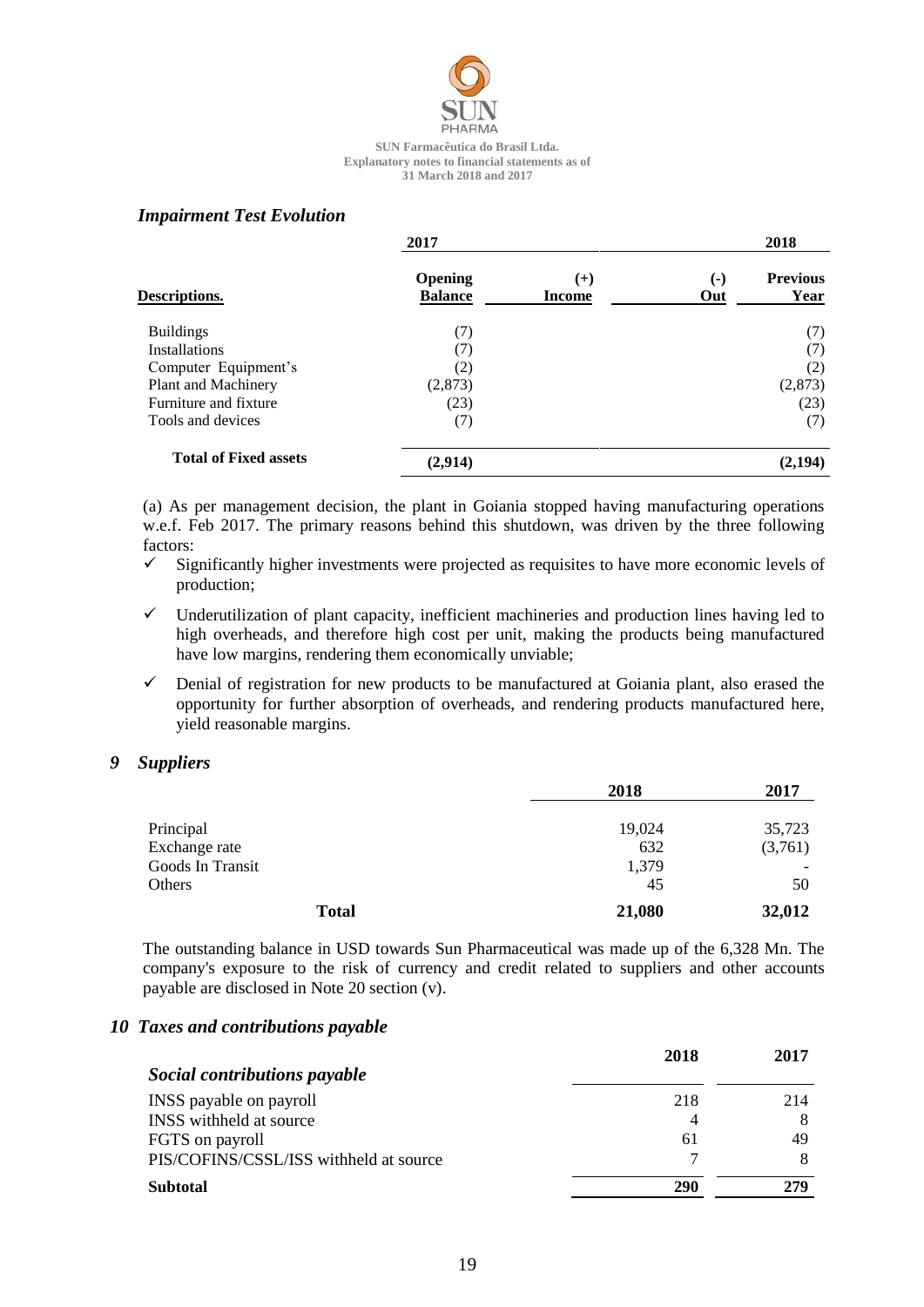### *Impairment Test Evolution*

| | 2017 | | | 2018 |
|---|---|---|---|---|
| **Descriptions.** | **Opening Balance** | **(+) Income** | **(-) Out** | **Previous Year** |
| Buildings | (7) | | | (7) |
| Installations | (7) | | | (7) |
| Computer Equipment's | (2) | | | (2) |
| Plant and Machinery | (2,873) | | | (2,873) |
| Furniture and fixture | (23) | | | (23) |
| Tools and devices | (7) | | | (7) |
| **Total of Fixed assets** | **(2,914)** | | | **(2,194)** |

(a) As per management decision, the plant in Goiania stopped having manufacturing operations w.e.f. Feb 2017. The primary reasons behind this shutdown, was driven by the three following factors:

- ✓ Significantly higher investments were projected as requisites to have more economic levels of production;
- ✓ Underutilization of plant capacity, inefficient machineries and production lines having led to high overheads, and therefore high cost per unit, making the products being manufactured have low margins, rendering them economically unviable;
- ✓ Denial of registration for new products to be manufactured at Goiania plant, also erased the opportunity for further absorption of overheads, and rendering products manufactured here, yield reasonable margins.

## *9 Suppliers*

| | 2018 | 2017 |
|---|---|---|
| Principal | 19,024 | 35,723 |
| Exchange rate | 632 | (3,761) |
| Goods In Transit | 1,379 | - |
| Others | 45 | 50 |
| **Total** | **21,080** | **32,012** |

The outstanding balance in USD towards Sun Pharmaceutical was made up of the 6,328 Mn. The company's exposure to the risk of currency and credit related to suppliers and other accounts payable are disclosed in Note 20 section (v).

## *10 Taxes and contributions payable*

| *Social contributions payable* | 2018 | 2017 |
|---|---|---|
| INSS payable on payroll | 218 | 214 |
| INSS withheld at source | 4 | 8 |
| FGTS on payroll | 61 | 49 |
| PIS/COFINS/CSSL/ISS withheld at source | 7 | 8 |
| **Subtotal** | **290** | **279** |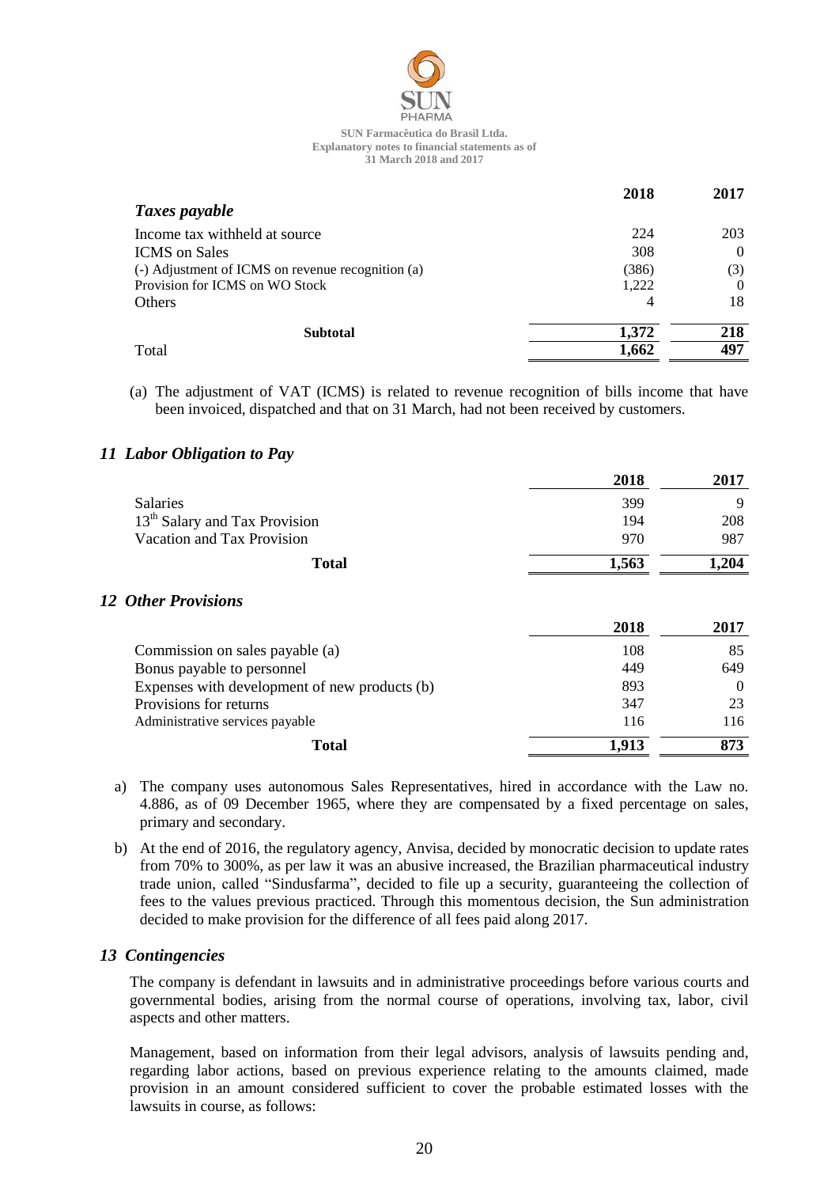| | 2018 | 2017 |
|---|---|---|
| ***Taxes payable*** | | |
| Income tax withheld at source | 224 | 203 |
| ICMS on Sales | 308 | 0 |
| (-) Adjustment of ICMS on revenue recognition (a) | (386) | (3) |
| Provision for ICMS on WO Stock | 1,222 | 0 |
| Others | 4 | 18 |
| **Subtotal** | **1,372** | **218** |
| Total | **1,662** | **497** |

(a) The adjustment of VAT (ICMS) is related to revenue recognition of bills income that have been invoiced, dispatched and that on 31 March, had not been received by customers.

## *11 Labor Obligation to Pay*

| | 2018 | 2017 |
|---|---|---|
| Salaries | 399 | 9 |
| 13th Salary and Tax Provision | 194 | 208 |
| Vacation and Tax Provision | 970 | 987 |
| **Total** | **1,563** | **1,204** |

## *12 Other Provisions*

| | 2018 | 2017 |
|---|---|---|
| Commission on sales payable (a) | 108 | 85 |
| Bonus payable to personnel | 449 | 649 |
| Expenses with development of new products (b) | 893 | 0 |
| Provisions for returns | 347 | 23 |
| Administrative services payable | 116 | 116 |
| **Total** | **1,913** | **873** |

a) The company uses autonomous Sales Representatives, hired in accordance with the Law no. 4.886, as of 09 December 1965, where they are compensated by a fixed percentage on sales, primary and secondary.

b) At the end of 2016, the regulatory agency, Anvisa, decided by monocratic decision to update rates from 70% to 300%, as per law it was an abusive increased, the Brazilian pharmaceutical industry trade union, called "Sindusfarma", decided to file up a security, guaranteeing the collection of fees to the values previous practiced. Through this momentous decision, the Sun administration decided to make provision for the difference of all fees paid along 2017.

## *13 Contingencies*

The company is defendant in lawsuits and in administrative proceedings before various courts and governmental bodies, arising from the normal course of operations, involving tax, labor, civil aspects and other matters.

Management, based on information from their legal advisors, analysis of lawsuits pending and, regarding labor actions, based on previous experience relating to the amounts claimed, made provision in an amount considered sufficient to cover the probable estimated losses with the lawsuits in course, as follows: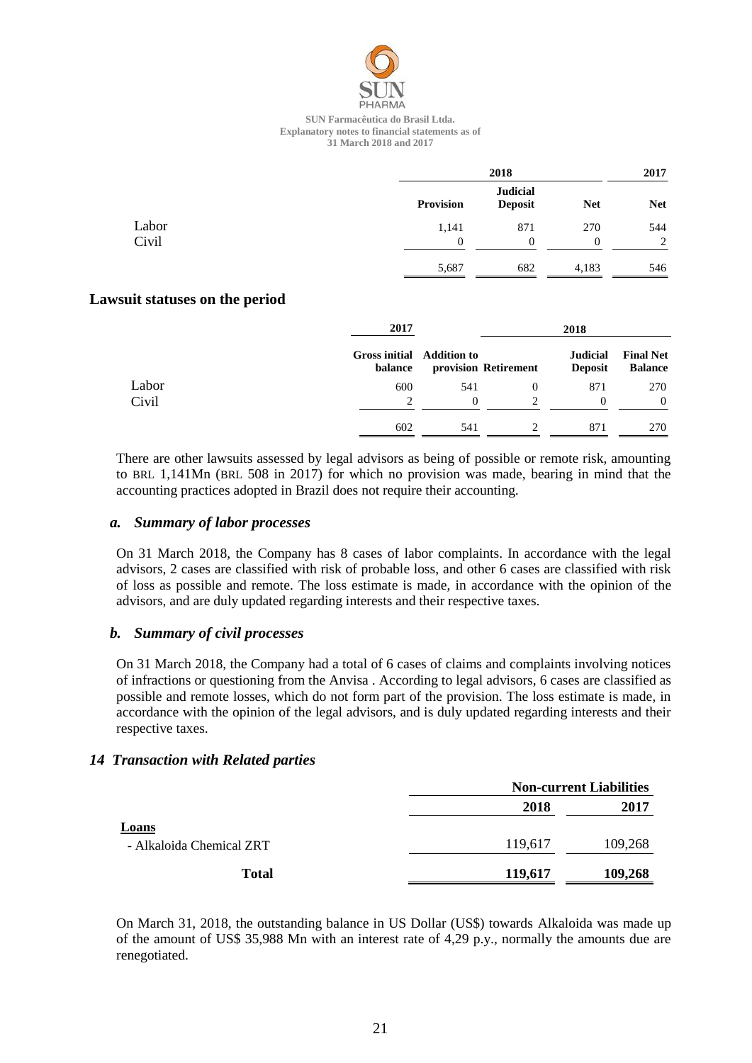|  | 2018 | | | 2017 |
|---|---|---|---|---|
|  | Provision | Judicial Deposit | Net | Net |
| Labor | 1,141 | 871 | 270 | 544 |
| Civil | 0 | 0 | 0 | 2 |
|  | 5,687 | 682 | 4,183 | 546 |

## Lawsuit statuses on the period

|  | 2017 | | 2018 | | |
|---|---|---|---|---|---|
|  | Gross initial balance | Addition to provision | Retirement | Judicial Deposit | Final Net Balance |
| Labor | 600 | 541 | 0 | 871 | 270 |
| Civil | 2 | 0 | 2 | 0 | 0 |
|  | 602 | 541 | 2 | 871 | 270 |

There are other lawsuits assessed by legal advisors as being of possible or remote risk, amounting to BRL 1,141Mn (BRL 508 in 2017) for which no provision was made, bearing in mind that the accounting practices adopted in Brazil does not require their accounting.

### *a. Summary of labor processes*

On 31 March 2018, the Company has 8 cases of labor complaints. In accordance with the legal advisors, 2 cases are classified with risk of probable loss, and other 6 cases are classified with risk of loss as possible and remote. The loss estimate is made, in accordance with the opinion of the advisors, and are duly updated regarding interests and their respective taxes.

### *b. Summary of civil processes*

On 31 March 2018, the Company had a total of 6 cases of claims and complaints involving notices of infractions or questioning from the Anvisa . According to legal advisors, 6 cases are classified as possible and remote losses, which do not form part of the provision. The loss estimate is made, in accordance with the opinion of the legal advisors, and is duly updated regarding interests and their respective taxes.

## *14 Transaction with Related parties*

|  | Non-current Liabilities | |
|---|---|---|
|  | 2018 | 2017 |
| **Loans** | | |
| - Alkaloida Chemical ZRT | 119,617 | 109,268 |
| **Total** | **119,617** | **109,268** |

On March 31, 2018, the outstanding balance in US Dollar (US$) towards Alkaloida was made up of the amount of US$ 35,988 Mn with an interest rate of 4,29 p.y., normally the amounts due are renegotiated.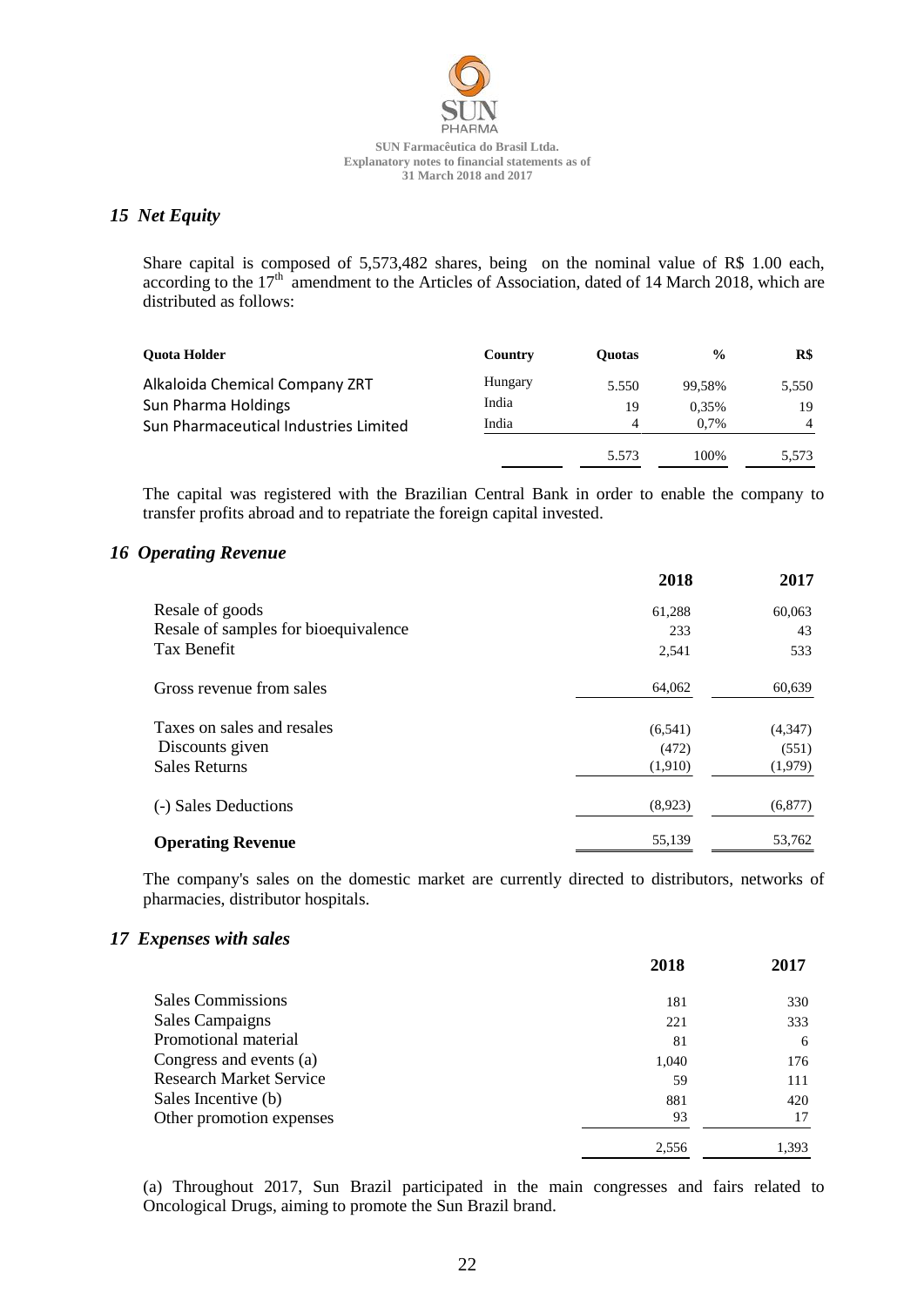## 15 Net Equity

Share capital is composed of 5,573,482 shares, being on the nominal value of R$ 1.00 each, according to the 17th amendment to the Articles of Association, dated of 14 March 2018, which are distributed as follows:

| Quota Holder | Country | Quotas | % | R$ |
|---|---|---|---|---|
| Alkaloida Chemical Company ZRT | Hungary | 5.550 | 99,58% | 5,550 |
| Sun Pharma Holdings | India | 19 | 0,35% | 19 |
| Sun Pharmaceutical Industries Limited | India | 4 | 0,7% | 4 |
| | | 5.573 | 100% | 5,573 |

The capital was registered with the Brazilian Central Bank in order to enable the company to transfer profits abroad and to repatriate the foreign capital invested.

## 16 Operating Revenue

| | 2018 | 2017 |
|---|---|---|
| Resale of goods | 61,288 | 60,063 |
| Resale of samples for bioequivalence | 233 | 43 |
| Tax Benefit | 2,541 | 533 |
| Gross revenue from sales | 64,062 | 60,639 |
| Taxes on sales and resales | (6,541) | (4,347) |
| Discounts given | (472) | (551) |
| Sales Returns | (1,910) | (1,979) |
| (-) Sales Deductions | (8,923) | (6,877) |
| **Operating Revenue** | 55,139 | 53,762 |

The company's sales on the domestic market are currently directed to distributors, networks of pharmacies, distributor hospitals.

## 17 Expenses with sales

| | 2018 | 2017 |
|---|---|---|
| Sales Commissions | 181 | 330 |
| Sales Campaigns | 221 | 333 |
| Promotional material | 81 | 6 |
| Congress and events (a) | 1,040 | 176 |
| Research Market Service | 59 | 111 |
| Sales Incentive (b) | 881 | 420 |
| Other promotion expenses | 93 | 17 |
| | 2,556 | 1,393 |

(a) Throughout 2017, Sun Brazil participated in the main congresses and fairs related to Oncological Drugs, aiming to promote the Sun Brazil brand.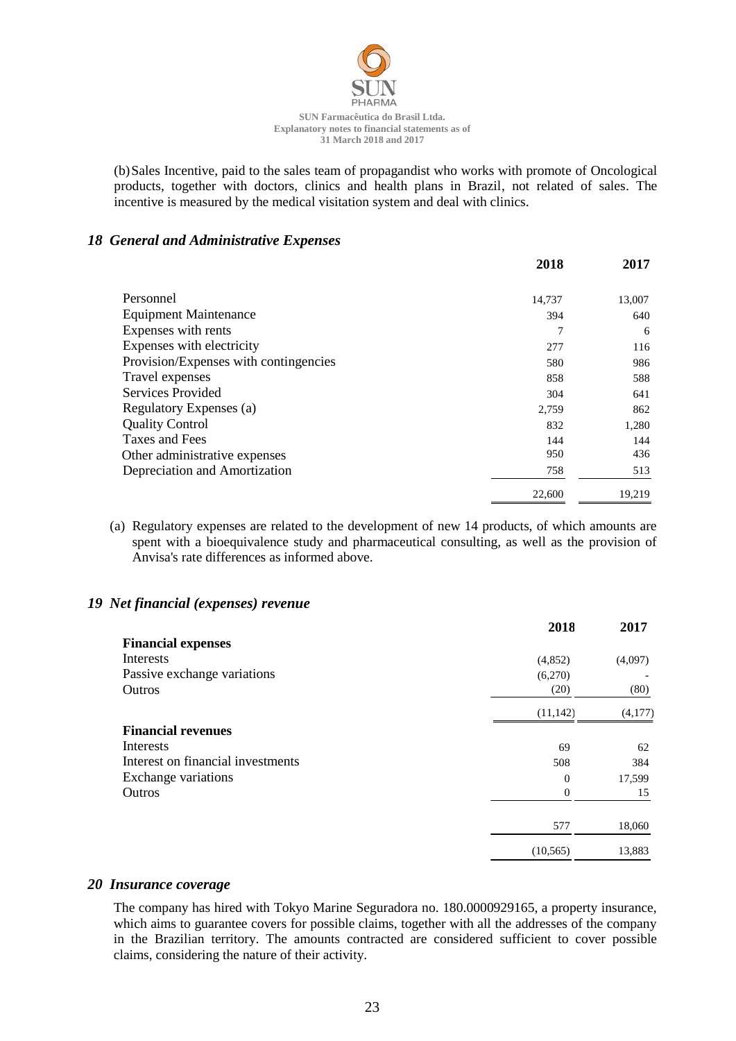(b) Sales Incentive, paid to the sales team of propagandist who works with promote of Oncological products, together with doctors, clinics and health plans in Brazil, not related of sales. The incentive is measured by the medical visitation system and deal with clinics.

## *18 General and Administrative Expenses*

| | 2018 | 2017 |
|---|---|---|
| Personnel | 14,737 | 13,007 |
| Equipment Maintenance | 394 | 640 |
| Expenses with rents | 7 | 6 |
| Expenses with electricity | 277 | 116 |
| Provision/Expenses with contingencies | 580 | 986 |
| Travel expenses | 858 | 588 |
| Services Provided | 304 | 641 |
| Regulatory Expenses (a) | 2,759 | 862 |
| Quality Control | 832 | 1,280 |
| Taxes and Fees | 144 | 144 |
| Other administrative expenses | 950 | 436 |
| Depreciation and Amortization | 758 | 513 |
| | 22,600 | 19,219 |

(a) Regulatory expenses are related to the development of new 14 products, of which amounts are spent with a bioequivalence study and pharmaceutical consulting, as well as the provision of Anvisa's rate differences as informed above.

## *19 Net financial (expenses) revenue*

| | 2018 | 2017 |
|---|---|---|
| **Financial expenses** | | |
| Interests | (4,852) | (4,097) |
| Passive exchange variations | (6,270) | - |
| Outros | (20) | (80) |
| | (11,142) | (4,177) |
| **Financial revenues** | | |
| Interests | 69 | 62 |
| Interest on financial investments | 508 | 384 |
| Exchange variations | 0 | 17,599 |
| Outros | 0 | 15 |
| | 577 | 18,060 |
| | (10,565) | 13,883 |

## *20 Insurance coverage*

The company has hired with Tokyo Marine Seguradora no. 180.0000929165, a property insurance, which aims to guarantee covers for possible claims, together with all the addresses of the company in the Brazilian territory. The amounts contracted are considered sufficient to cover possible claims, considering the nature of their activity.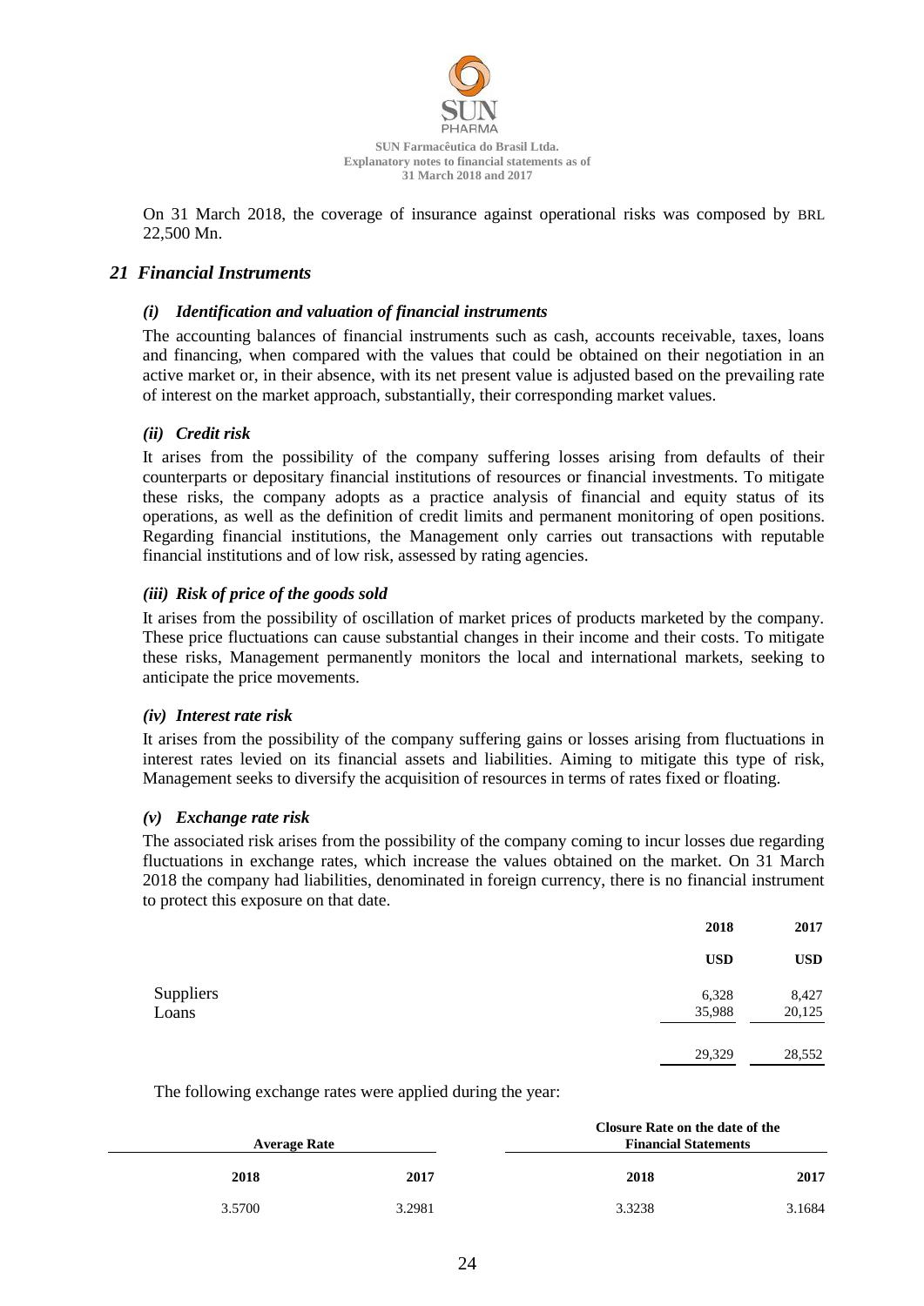On 31 March 2018, the coverage of insurance against operational risks was composed by BRL 22,500 Mn.

## 21 Financial Instruments

### *(i) Identification and valuation of financial instruments*

The accounting balances of financial instruments such as cash, accounts receivable, taxes, loans and financing, when compared with the values that could be obtained on their negotiation in an active market or, in their absence, with its net present value is adjusted based on the prevailing rate of interest on the market approach, substantially, their corresponding market values.

### *(ii) Credit risk*

It arises from the possibility of the company suffering losses arising from defaults of their counterparts or depositary financial institutions of resources or financial investments. To mitigate these risks, the company adopts as a practice analysis of financial and equity status of its operations, as well as the definition of credit limits and permanent monitoring of open positions. Regarding financial institutions, the Management only carries out transactions with reputable financial institutions and of low risk, assessed by rating agencies.

### *(iii) Risk of price of the goods sold*

It arises from the possibility of oscillation of market prices of products marketed by the company. These price fluctuations can cause substantial changes in their income and their costs. To mitigate these risks, Management permanently monitors the local and international markets, seeking to anticipate the price movements.

### *(iv) Interest rate risk*

It arises from the possibility of the company suffering gains or losses arising from fluctuations in interest rates levied on its financial assets and liabilities. Aiming to mitigate this type of risk, Management seeks to diversify the acquisition of resources in terms of rates fixed or floating.

### *(v) Exchange rate risk*

The associated risk arises from the possibility of the company coming to incur losses due regarding fluctuations in exchange rates, which increase the values obtained on the market. On 31 March 2018 the company had liabilities, denominated in foreign currency, there is no financial instrument to protect this exposure on that date.

| | 2018 | 2017 |
|---|---|---|
| | USD | USD |
| Suppliers | 6,328 | 8,427 |
| Loans | 35,988 | 20,125 |
| | 29,329 | 28,552 |

The following exchange rates were applied during the year:

| Average Rate | | Closure Rate on the date of the Financial Statements | |
|---|---|---|---|
| 2018 | 2017 | 2018 | 2017 |
| 3.5700 | 3.2981 | 3.3238 | 3.1684 |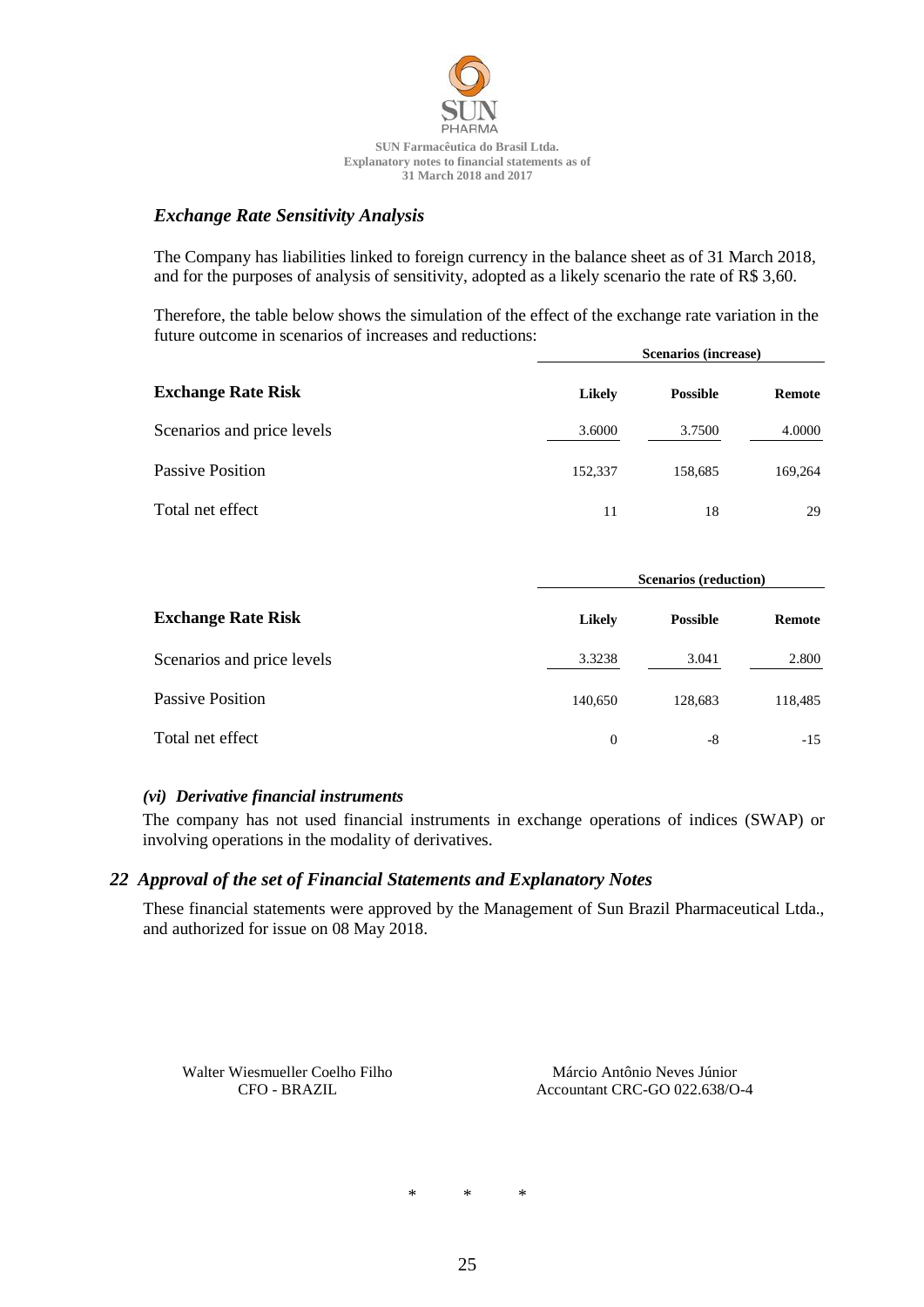### *Exchange Rate Sensitivity Analysis*

The Company has liabilities linked to foreign currency in the balance sheet as of 31 March 2018, and for the purposes of analysis of sensitivity, adopted as a likely scenario the rate of R$ 3,60.

Therefore, the table below shows the simulation of the effect of the exchange rate variation in the future outcome in scenarios of increases and reductions:

| | Scenarios (increase) | | |
|---|---|---|---|
| **Exchange Rate Risk** | **Likely** | **Possible** | **Remote** |
| Scenarios and price levels | 3.6000 | 3.7500 | 4.0000 |
| Passive Position | 152,337 | 158,685 | 169,264 |
| Total net effect | 11 | 18 | 29 |

| | Scenarios (reduction) | | |
|---|---|---|---|
| **Exchange Rate Risk** | **Likely** | **Possible** | **Remote** |
| Scenarios and price levels | 3.3238 | 3.041 | 2.800 |
| Passive Position | 140,650 | 128,683 | 118,485 |
| Total net effect | 0 | -8 | -15 |

#### *(vi) Derivative financial instruments*

The company has not used financial instruments in exchange operations of indices (SWAP) or involving operations in the modality of derivatives.

## *22 Approval of the set of Financial Statements and Explanatory Notes*

These financial statements were approved by the Management of Sun Brazil Pharmaceutical Ltda., and authorized for issue on 08 May 2018.

Walter Wiesmueller Coelho Filho
CFO - BRAZIL

Márcio Antônio Neves Júnior
Accountant CRC-GO 022.638/O-4

\* \* \*